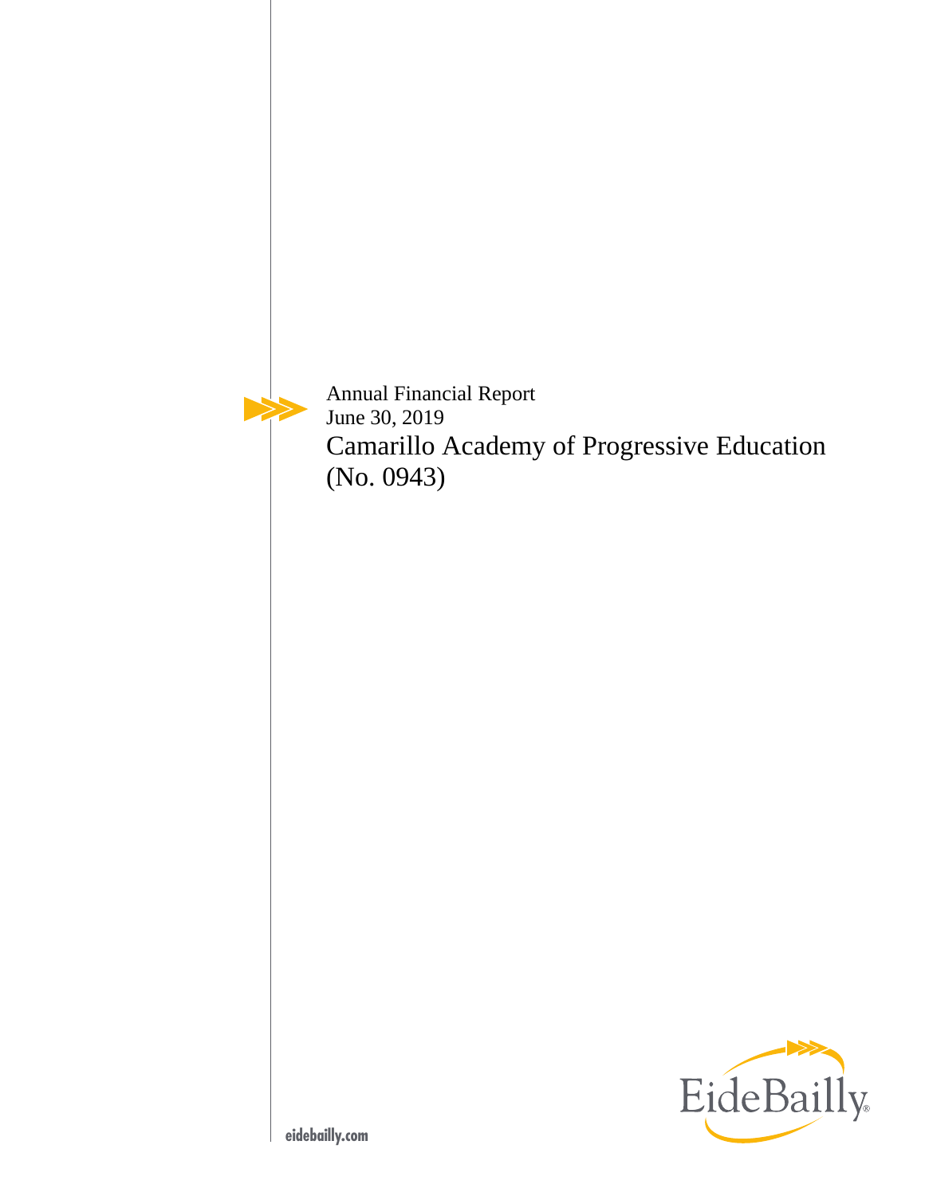Annual Financial Report
June 30, 2019

# Camarillo Academy of Progressive Education (No. 0943)

EideBailly

eidebailly.com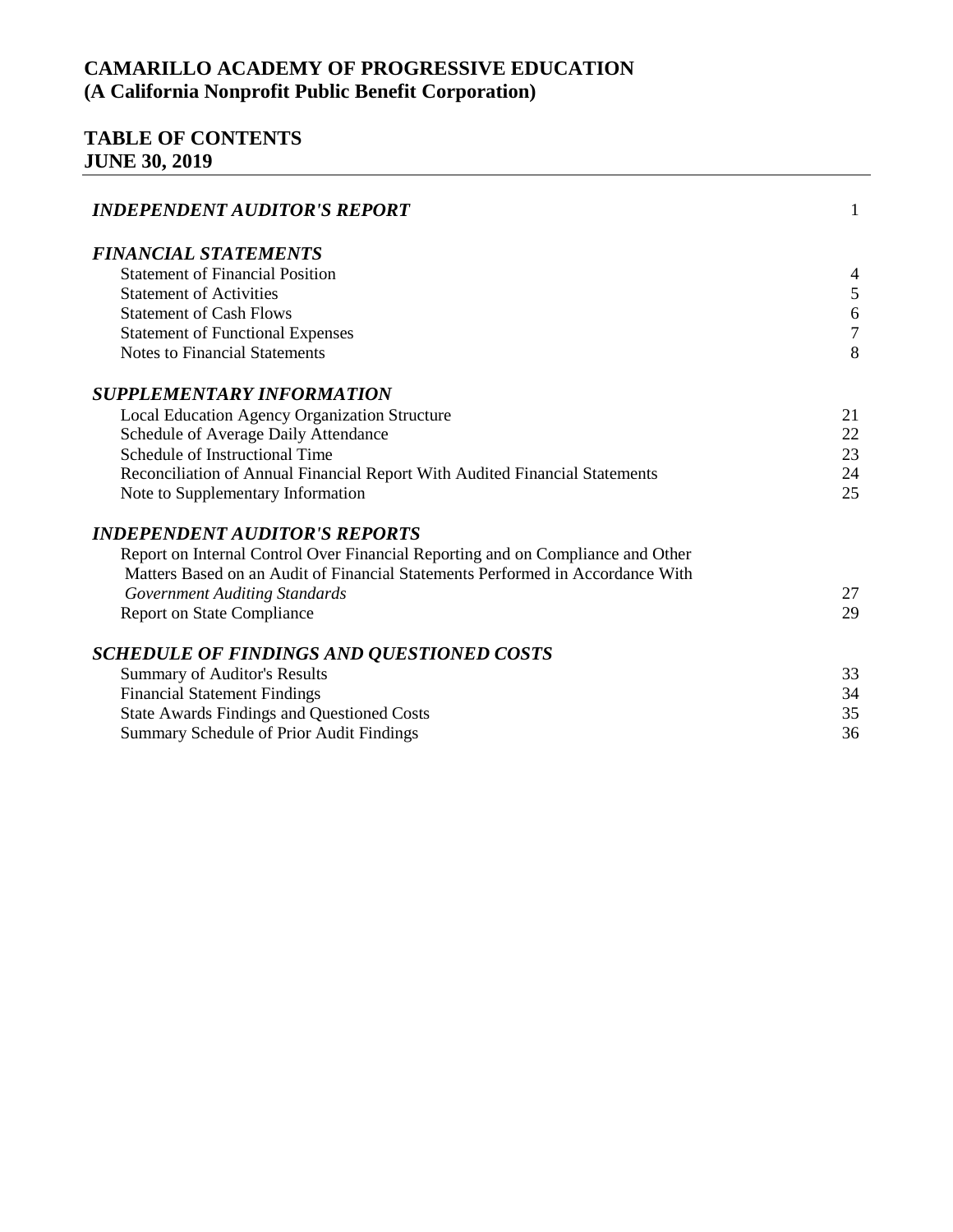# CAMARILLO ACADEMY OF PROGRESSIVE EDUCATION
# (A California Nonprofit Public Benefit Corporation)

## TABLE OF CONTENTS
## JUNE 30, 2019

| | |
|---|---|
| ***INDEPENDENT AUDITOR'S REPORT*** | 1 |
| ***FINANCIAL STATEMENTS*** | |
| Statement of Financial Position | 4 |
| Statement of Activities | 5 |
| Statement of Cash Flows | 6 |
| Statement of Functional Expenses | 7 |
| Notes to Financial Statements | 8 |
| ***SUPPLEMENTARY INFORMATION*** | |
| Local Education Agency Organization Structure | 21 |
| Schedule of Average Daily Attendance | 22 |
| Schedule of Instructional Time | 23 |
| Reconciliation of Annual Financial Report With Audited Financial Statements | 24 |
| Note to Supplementary Information | 25 |
| ***INDEPENDENT AUDITOR'S REPORTS*** | |
| Report on Internal Control Over Financial Reporting and on Compliance and Other Matters Based on an Audit of Financial Statements Performed in Accordance With *Government Auditing Standards* | 27 |
| Report on State Compliance | 29 |
| ***SCHEDULE OF FINDINGS AND QUESTIONED COSTS*** | |
| Summary of Auditor's Results | 33 |
| Financial Statement Findings | 34 |
| State Awards Findings and Questioned Costs | 35 |
| Summary Schedule of Prior Audit Findings | 36 |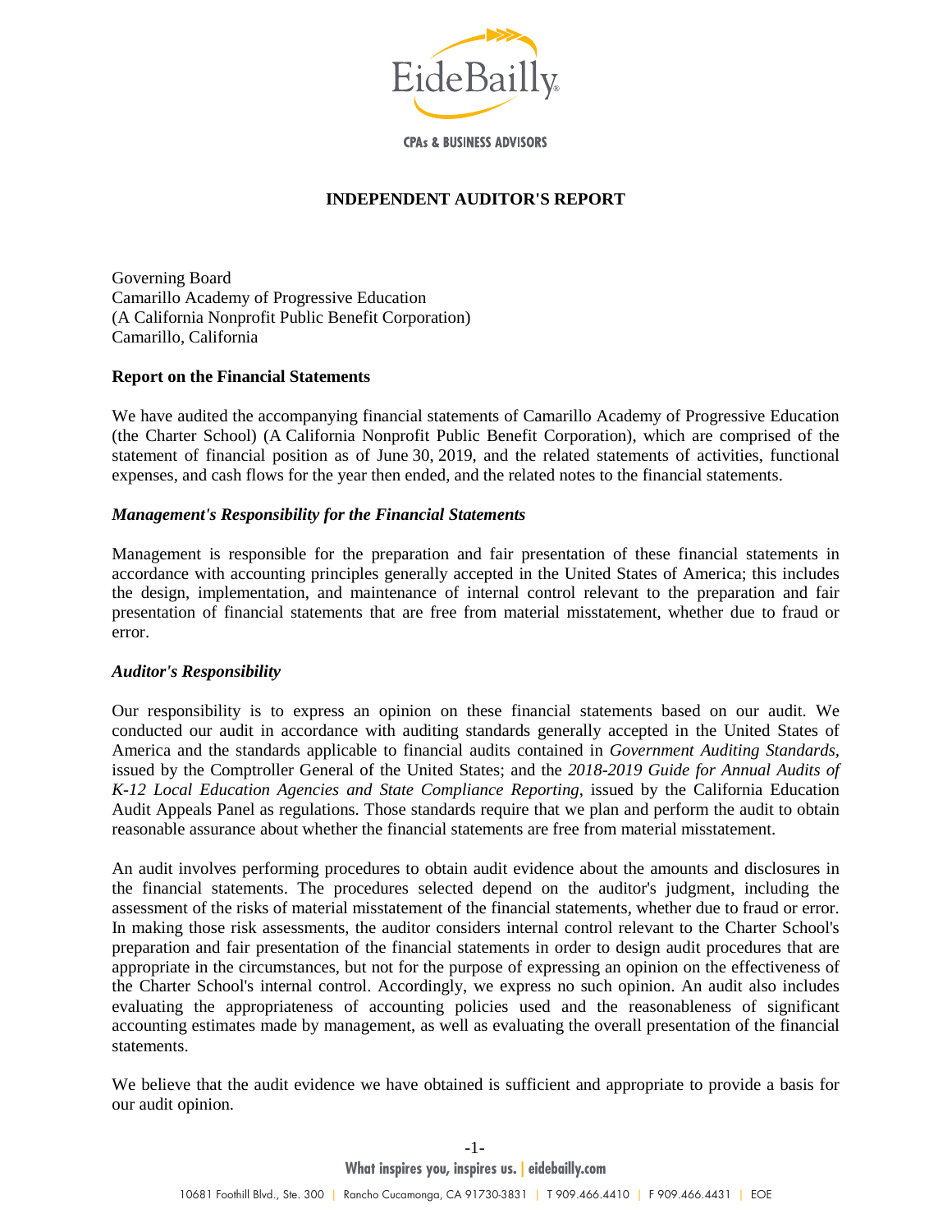EideBailly

CPAs & BUSINESS ADVISORS

## INDEPENDENT AUDITOR'S REPORT

Governing Board
Camarillo Academy of Progressive Education
(A California Nonprofit Public Benefit Corporation)
Camarillo, California

### Report on the Financial Statements

We have audited the accompanying financial statements of Camarillo Academy of Progressive Education (the Charter School) (A California Nonprofit Public Benefit Corporation), which are comprised of the statement of financial position as of June 30, 2019, and the related statements of activities, functional expenses, and cash flows for the year then ended, and the related notes to the financial statements.

#### *Management's Responsibility for the Financial Statements*

Management is responsible for the preparation and fair presentation of these financial statements in accordance with accounting principles generally accepted in the United States of America; this includes the design, implementation, and maintenance of internal control relevant to the preparation and fair presentation of financial statements that are free from material misstatement, whether due to fraud or error.

#### *Auditor's Responsibility*

Our responsibility is to express an opinion on these financial statements based on our audit. We conducted our audit in accordance with auditing standards generally accepted in the United States of America and the standards applicable to financial audits contained in *Government Auditing Standards,* issued by the Comptroller General of the United States; and the *2018-2019 Guide for Annual Audits of K-12 Local Education Agencies and State Compliance Reporting*, issued by the California Education Audit Appeals Panel as regulations. Those standards require that we plan and perform the audit to obtain reasonable assurance about whether the financial statements are free from material misstatement.

An audit involves performing procedures to obtain audit evidence about the amounts and disclosures in the financial statements. The procedures selected depend on the auditor's judgment, including the assessment of the risks of material misstatement of the financial statements, whether due to fraud or error. In making those risk assessments, the auditor considers internal control relevant to the Charter School's preparation and fair presentation of the financial statements in order to design audit procedures that are appropriate in the circumstances, but not for the purpose of expressing an opinion on the effectiveness of the Charter School's internal control. Accordingly, we express no such opinion. An audit also includes evaluating the appropriateness of accounting policies used and the reasonableness of significant accounting estimates made by management, as well as evaluating the overall presentation of the financial statements.

We believe that the audit evidence we have obtained is sufficient and appropriate to provide a basis for our audit opinion.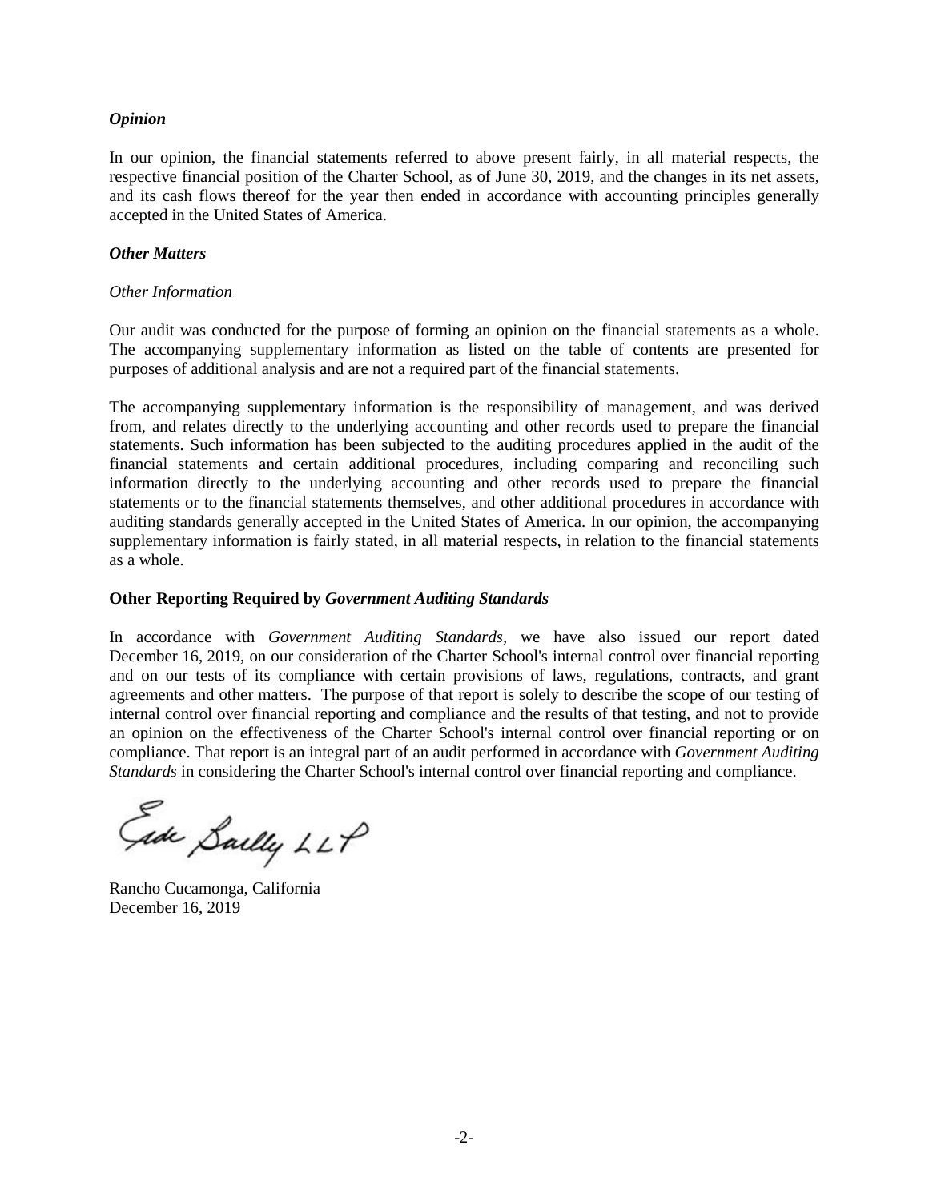### *Opinion*

In our opinion, the financial statements referred to above present fairly, in all material respects, the respective financial position of the Charter School, as of June 30, 2019, and the changes in its net assets, and its cash flows thereof for the year then ended in accordance with accounting principles generally accepted in the United States of America.

### *Other Matters*

*Other Information*

Our audit was conducted for the purpose of forming an opinion on the financial statements as a whole. The accompanying supplementary information as listed on the table of contents are presented for purposes of additional analysis and are not a required part of the financial statements.

The accompanying supplementary information is the responsibility of management, and was derived from, and relates directly to the underlying accounting and other records used to prepare the financial statements. Such information has been subjected to the auditing procedures applied in the audit of the financial statements and certain additional procedures, including comparing and reconciling such information directly to the underlying accounting and other records used to prepare the financial statements or to the financial statements themselves, and other additional procedures in accordance with auditing standards generally accepted in the United States of America. In our opinion, the accompanying supplementary information is fairly stated, in all material respects, in relation to the financial statements as a whole.

### Other Reporting Required by *Government Auditing Standards*

In accordance with *Government Auditing Standards*, we have also issued our report dated December 16, 2019, on our consideration of the Charter School's internal control over financial reporting and on our tests of its compliance with certain provisions of laws, regulations, contracts, and grant agreements and other matters. The purpose of that report is solely to describe the scope of our testing of internal control over financial reporting and compliance and the results of that testing, and not to provide an opinion on the effectiveness of the Charter School's internal control over financial reporting or on compliance. That report is an integral part of an audit performed in accordance with *Government Auditing Standards* in considering the Charter School's internal control over financial reporting and compliance.

Eide Bailly LLP

Rancho Cucamonga, California
December 16, 2019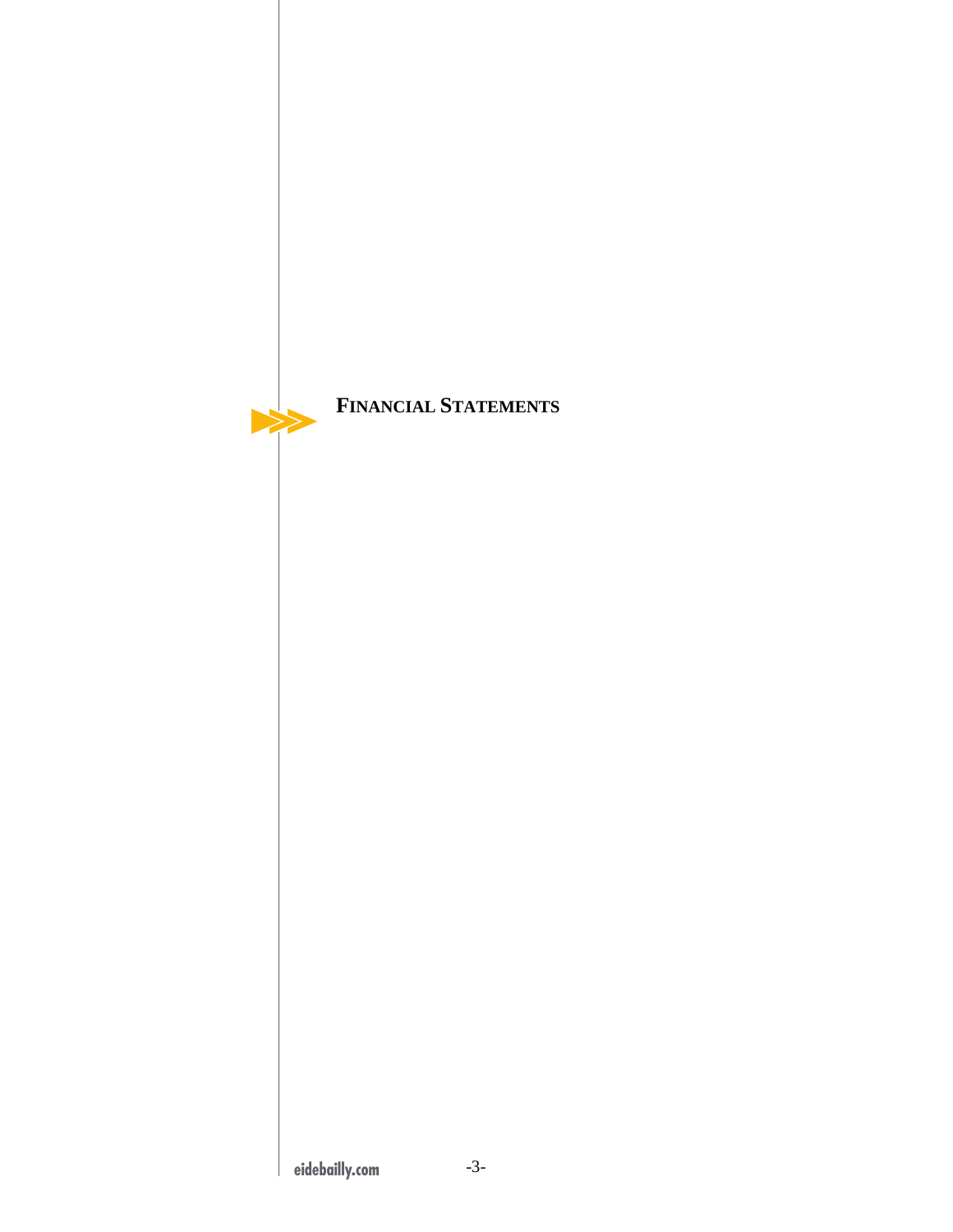# FINANCIAL STATEMENTS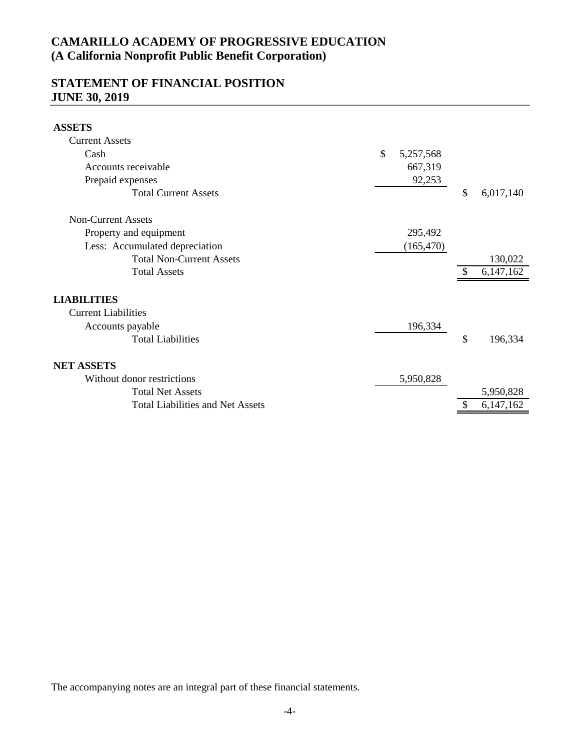# CAMARILLO ACADEMY OF PROGRESSIVE EDUCATION
## (A California Nonprofit Public Benefit Corporation)

## STATEMENT OF FINANCIAL POSITION
## JUNE 30, 2019

| | | |
|---|---|---|
| **ASSETS** | | |
| Current Assets | | |
| Cash | $ 5,257,568 | |
| Accounts receivable | 667,319 | |
| Prepaid expenses | 92,253 | |
| Total Current Assets | | $ 6,017,140 |
| Non-Current Assets | | |
| Property and equipment | 295,492 | |
| Less: Accumulated depreciation | (165,470) | |
| Total Non-Current Assets | | 130,022 |
| Total Assets | | $ 6,147,162 |
| **LIABILITIES** | | |
| Current Liabilities | | |
| Accounts payable | 196,334 | |
| Total Liabilities | | $ 196,334 |
| **NET ASSETS** | | |
| Without donor restrictions | 5,950,828 | |
| Total Net Assets | | 5,950,828 |
| Total Liabilities and Net Assets | | $ 6,147,162 |

The accompanying notes are an integral part of these financial statements.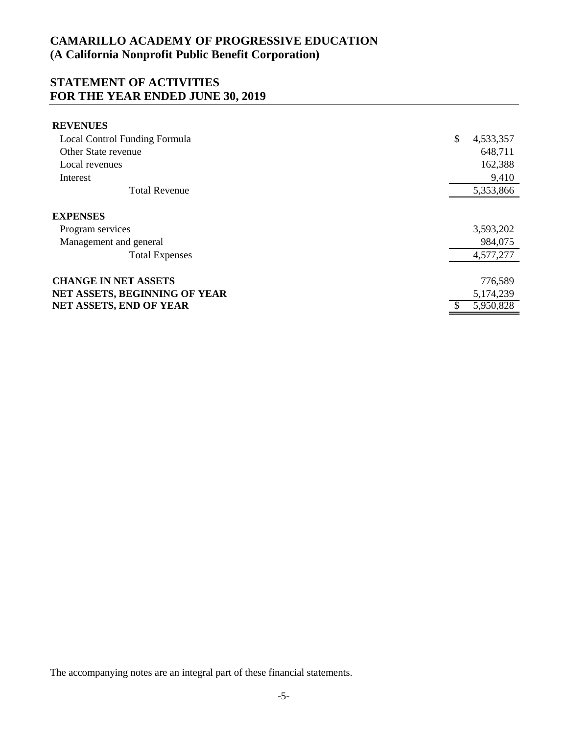# CAMARILLO ACADEMY OF PROGRESSIVE EDUCATION
## (A California Nonprofit Public Benefit Corporation)

## STATEMENT OF ACTIVITIES
## FOR THE YEAR ENDED JUNE 30, 2019

| | |
|---|---|
| **REVENUES** | |
| Local Control Funding Formula | $ 4,533,357 |
| Other State revenue | 648,711 |
| Local revenues | 162,388 |
| Interest | 9,410 |
| Total Revenue | 5,353,866 |
| **EXPENSES** | |
| Program services | 3,593,202 |
| Management and general | 984,075 |
| Total Expenses | 4,577,277 |
| **CHANGE IN NET ASSETS** | 776,589 |
| **NET ASSETS, BEGINNING OF YEAR** | 5,174,239 |
| **NET ASSETS, END OF YEAR** | $ 5,950,828 |

The accompanying notes are an integral part of these financial statements.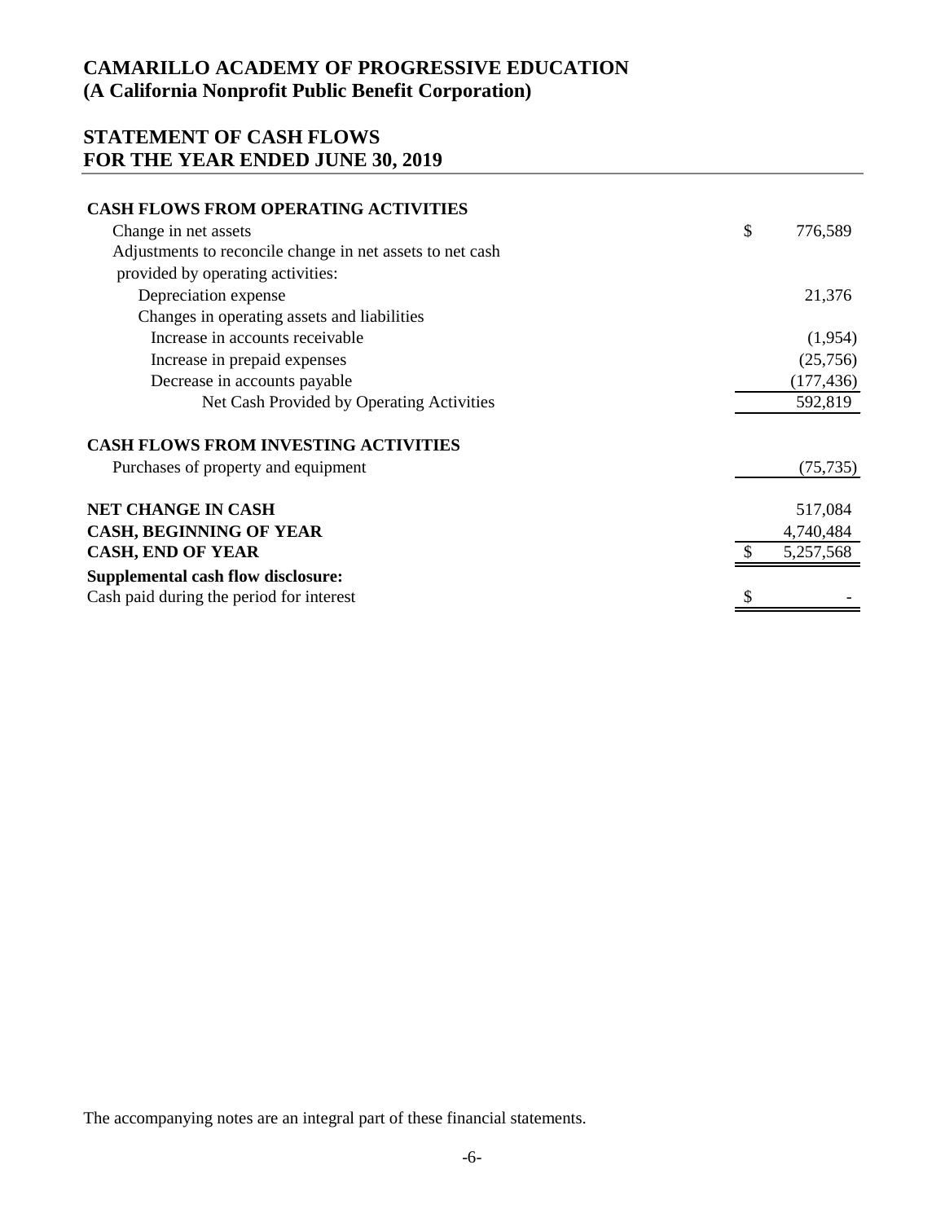# CAMARILLO ACADEMY OF PROGRESSIVE EDUCATION
## (A California Nonprofit Public Benefit Corporation)

## STATEMENT OF CASH FLOWS
## FOR THE YEAR ENDED JUNE 30, 2019

| | |
|---|---|
| **CASH FLOWS FROM OPERATING ACTIVITIES** | |
| Change in net assets | $ 776,589 |
| Adjustments to reconcile change in net assets to net cash provided by operating activities: | |
| Depreciation expense | 21,376 |
| Changes in operating assets and liabilities | |
| Increase in accounts receivable | (1,954) |
| Increase in prepaid expenses | (25,756) |
| Decrease in accounts payable | (177,436) |
| Net Cash Provided by Operating Activities | 592,819 |
| **CASH FLOWS FROM INVESTING ACTIVITIES** | |
| Purchases of property and equipment | (75,735) |
| **NET CHANGE IN CASH** | 517,084 |
| **CASH, BEGINNING OF YEAR** | 4,740,484 |
| **CASH, END OF YEAR** | $ 5,257,568 |
| **Supplemental cash flow disclosure:** | |
| Cash paid during the period for interest | $ - |

The accompanying notes are an integral part of these financial statements.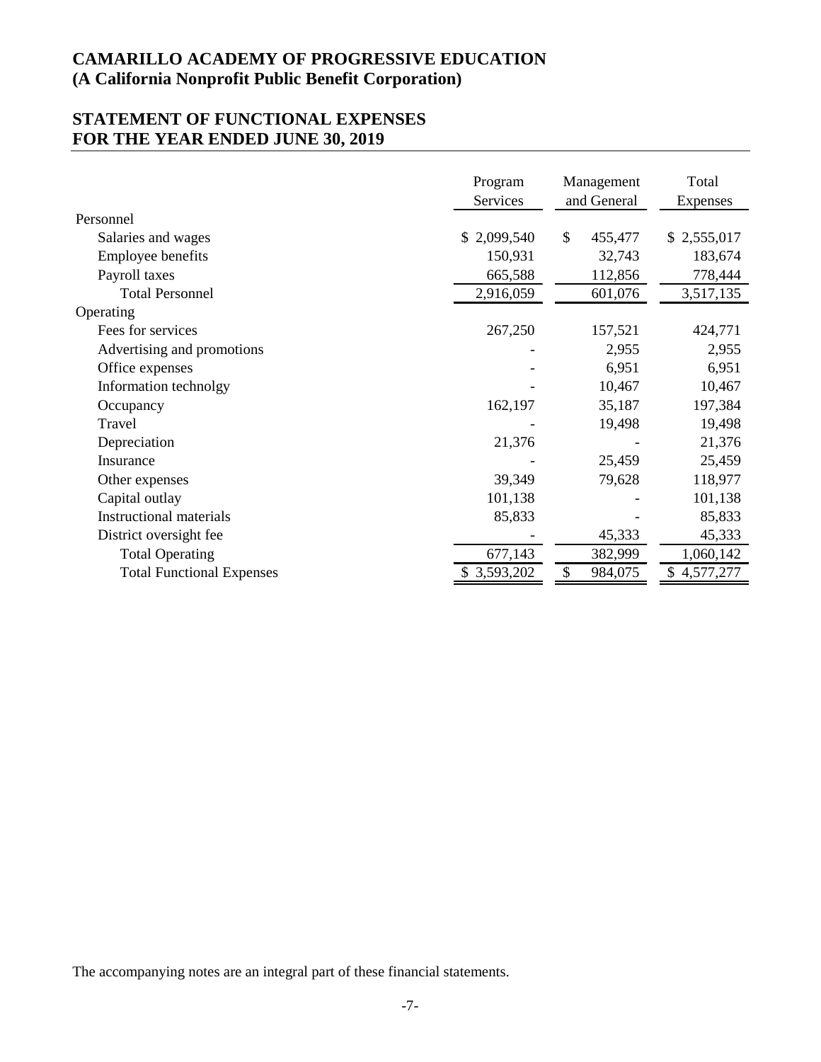# CAMARILLO ACADEMY OF PROGRESSIVE EDUCATION
# (A California Nonprofit Public Benefit Corporation)

## STATEMENT OF FUNCTIONAL EXPENSES
## FOR THE YEAR ENDED JUNE 30, 2019

| | Program Services | Management and General | Total Expenses |
|---|---|---|---|
| Personnel | | | |
| Salaries and wages | $ 2,099,540 | $ 455,477 | $ 2,555,017 |
| Employee benefits | 150,931 | 32,743 | 183,674 |
| Payroll taxes | 665,588 | 112,856 | 778,444 |
| Total Personnel | 2,916,059 | 601,076 | 3,517,135 |
| Operating | | | |
| Fees for services | 267,250 | 157,521 | 424,771 |
| Advertising and promotions | - | 2,955 | 2,955 |
| Office expenses | - | 6,951 | 6,951 |
| Information technolgy | - | 10,467 | 10,467 |
| Occupancy | 162,197 | 35,187 | 197,384 |
| Travel | - | 19,498 | 19,498 |
| Depreciation | 21,376 | - | 21,376 |
| Insurance | - | 25,459 | 25,459 |
| Other expenses | 39,349 | 79,628 | 118,977 |
| Capital outlay | 101,138 | - | 101,138 |
| Instructional materials | 85,833 | - | 85,833 |
| District oversight fee | - | 45,333 | 45,333 |
| Total Operating | 677,143 | 382,999 | 1,060,142 |
| Total Functional Expenses | $ 3,593,202 | $ 984,075 | $ 4,577,277 |

The accompanying notes are an integral part of these financial statements.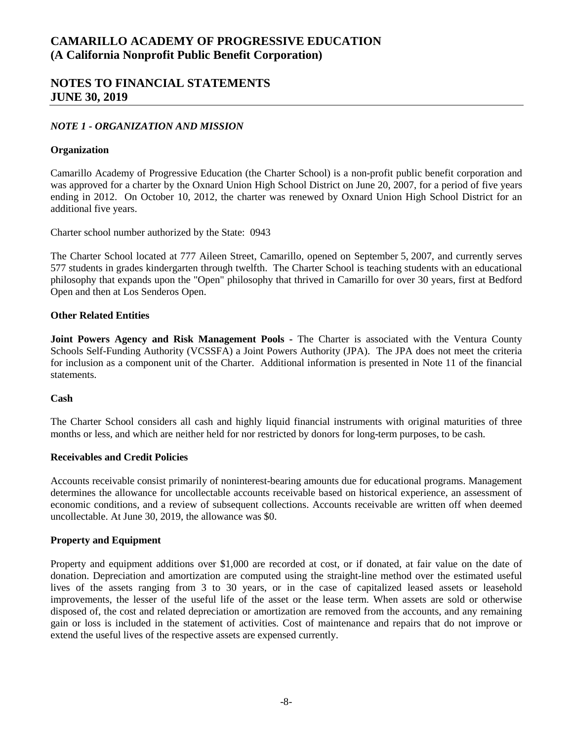# CAMARILLO ACADEMY OF PROGRESSIVE EDUCATION
# (A California Nonprofit Public Benefit Corporation)

## NOTES TO FINANCIAL STATEMENTS
## JUNE 30, 2019

### *NOTE 1 - ORGANIZATION AND MISSION*

**Organization**

Camarillo Academy of Progressive Education (the Charter School) is a non-profit public benefit corporation and was approved for a charter by the Oxnard Union High School District on June 20, 2007, for a period of five years ending in 2012. On October 10, 2012, the charter was renewed by Oxnard Union High School District for an additional five years.

Charter school number authorized by the State: 0943

The Charter School located at 777 Aileen Street, Camarillo, opened on September 5, 2007, and currently serves 577 students in grades kindergarten through twelfth. The Charter School is teaching students with an educational philosophy that expands upon the "Open" philosophy that thrived in Camarillo for over 30 years, first at Bedford Open and then at Los Senderos Open.

**Other Related Entities**

**Joint Powers Agency and Risk Management Pools -** The Charter is associated with the Ventura County Schools Self-Funding Authority (VCSSFA) a Joint Powers Authority (JPA). The JPA does not meet the criteria for inclusion as a component unit of the Charter. Additional information is presented in Note 11 of the financial statements.

**Cash**

The Charter School considers all cash and highly liquid financial instruments with original maturities of three months or less, and which are neither held for nor restricted by donors for long-term purposes, to be cash.

**Receivables and Credit Policies**

Accounts receivable consist primarily of noninterest-bearing amounts due for educational programs. Management determines the allowance for uncollectable accounts receivable based on historical experience, an assessment of economic conditions, and a review of subsequent collections. Accounts receivable are written off when deemed uncollectable. At June 30, 2019, the allowance was $0.

**Property and Equipment**

Property and equipment additions over $1,000 are recorded at cost, or if donated, at fair value on the date of donation. Depreciation and amortization are computed using the straight-line method over the estimated useful lives of the assets ranging from 3 to 30 years, or in the case of capitalized leased assets or leasehold improvements, the lesser of the useful life of the asset or the lease term. When assets are sold or otherwise disposed of, the cost and related depreciation or amortization are removed from the accounts, and any remaining gain or loss is included in the statement of activities. Cost of maintenance and repairs that do not improve or extend the useful lives of the respective assets are expensed currently.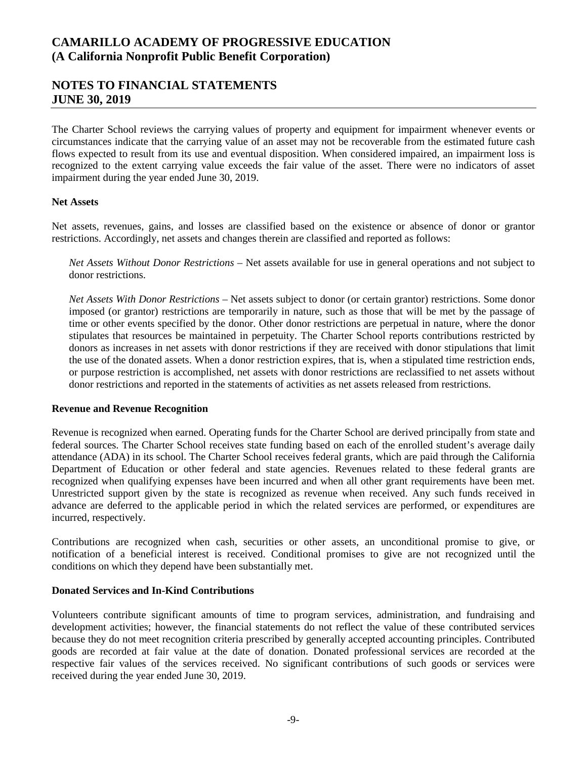The Charter School reviews the carrying values of property and equipment for impairment whenever events or circumstances indicate that the carrying value of an asset may not be recoverable from the estimated future cash flows expected to result from its use and eventual disposition. When considered impaired, an impairment loss is recognized to the extent carrying value exceeds the fair value of the asset. There were no indicators of asset impairment during the year ended June 30, 2019.

**Net Assets**

Net assets, revenues, gains, and losses are classified based on the existence or absence of donor or grantor restrictions. Accordingly, net assets and changes therein are classified and reported as follows:

*Net Assets Without Donor Restrictions* – Net assets available for use in general operations and not subject to donor restrictions.

*Net Assets With Donor Restrictions* – Net assets subject to donor (or certain grantor) restrictions. Some donor imposed (or grantor) restrictions are temporarily in nature, such as those that will be met by the passage of time or other events specified by the donor. Other donor restrictions are perpetual in nature, where the donor stipulates that resources be maintained in perpetuity. The Charter School reports contributions restricted by donors as increases in net assets with donor restrictions if they are received with donor stipulations that limit the use of the donated assets. When a donor restriction expires, that is, when a stipulated time restriction ends, or purpose restriction is accomplished, net assets with donor restrictions are reclassified to net assets without donor restrictions and reported in the statements of activities as net assets released from restrictions.

**Revenue and Revenue Recognition**

Revenue is recognized when earned. Operating funds for the Charter School are derived principally from state and federal sources. The Charter School receives state funding based on each of the enrolled student's average daily attendance (ADA) in its school. The Charter School receives federal grants, which are paid through the California Department of Education or other federal and state agencies. Revenues related to these federal grants are recognized when qualifying expenses have been incurred and when all other grant requirements have been met. Unrestricted support given by the state is recognized as revenue when received. Any such funds received in advance are deferred to the applicable period in which the related services are performed, or expenditures are incurred, respectively.

Contributions are recognized when cash, securities or other assets, an unconditional promise to give, or notification of a beneficial interest is received. Conditional promises to give are not recognized until the conditions on which they depend have been substantially met.

**Donated Services and In-Kind Contributions**

Volunteers contribute significant amounts of time to program services, administration, and fundraising and development activities; however, the financial statements do not reflect the value of these contributed services because they do not meet recognition criteria prescribed by generally accepted accounting principles. Contributed goods are recorded at fair value at the date of donation. Donated professional services are recorded at the respective fair values of the services received. No significant contributions of such goods or services were received during the year ended June 30, 2019.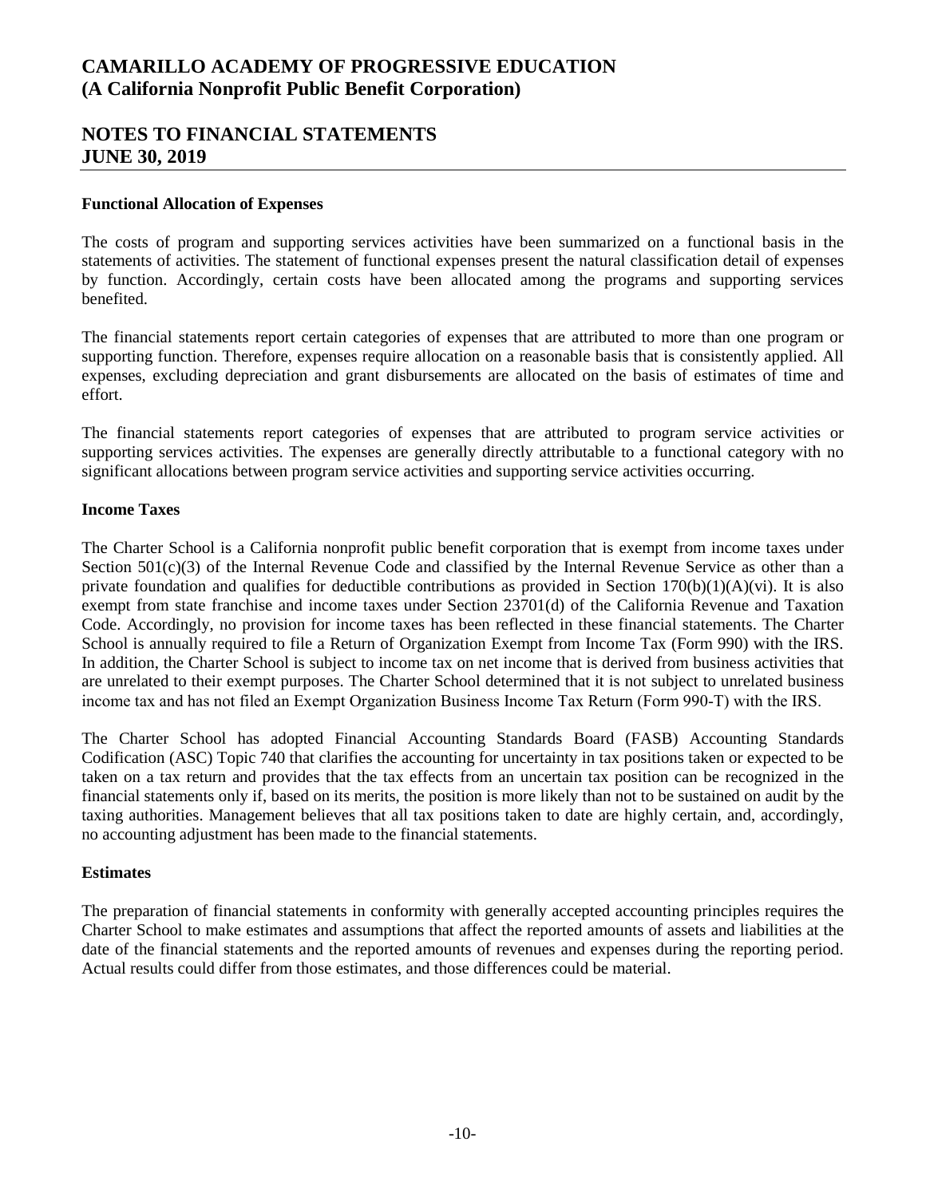# CAMARILLO ACADEMY OF PROGRESSIVE EDUCATION
# (A California Nonprofit Public Benefit Corporation)

## NOTES TO FINANCIAL STATEMENTS
## JUNE 30, 2019

**Functional Allocation of Expenses**

The costs of program and supporting services activities have been summarized on a functional basis in the statements of activities. The statement of functional expenses present the natural classification detail of expenses by function. Accordingly, certain costs have been allocated among the programs and supporting services benefited.

The financial statements report certain categories of expenses that are attributed to more than one program or supporting function. Therefore, expenses require allocation on a reasonable basis that is consistently applied. All expenses, excluding depreciation and grant disbursements are allocated on the basis of estimates of time and effort.

The financial statements report categories of expenses that are attributed to program service activities or supporting services activities. The expenses are generally directly attributable to a functional category with no significant allocations between program service activities and supporting service activities occurring.

**Income Taxes**

The Charter School is a California nonprofit public benefit corporation that is exempt from income taxes under Section 501(c)(3) of the Internal Revenue Code and classified by the Internal Revenue Service as other than a private foundation and qualifies for deductible contributions as provided in Section 170(b)(1)(A)(vi). It is also exempt from state franchise and income taxes under Section 23701(d) of the California Revenue and Taxation Code. Accordingly, no provision for income taxes has been reflected in these financial statements. The Charter School is annually required to file a Return of Organization Exempt from Income Tax (Form 990) with the IRS. In addition, the Charter School is subject to income tax on net income that is derived from business activities that are unrelated to their exempt purposes. The Charter School determined that it is not subject to unrelated business income tax and has not filed an Exempt Organization Business Income Tax Return (Form 990-T) with the IRS.

The Charter School has adopted Financial Accounting Standards Board (FASB) Accounting Standards Codification (ASC) Topic 740 that clarifies the accounting for uncertainty in tax positions taken or expected to be taken on a tax return and provides that the tax effects from an uncertain tax position can be recognized in the financial statements only if, based on its merits, the position is more likely than not to be sustained on audit by the taxing authorities. Management believes that all tax positions taken to date are highly certain, and, accordingly, no accounting adjustment has been made to the financial statements.

**Estimates**

The preparation of financial statements in conformity with generally accepted accounting principles requires the Charter School to make estimates and assumptions that affect the reported amounts of assets and liabilities at the date of the financial statements and the reported amounts of revenues and expenses during the reporting period. Actual results could differ from those estimates, and those differences could be material.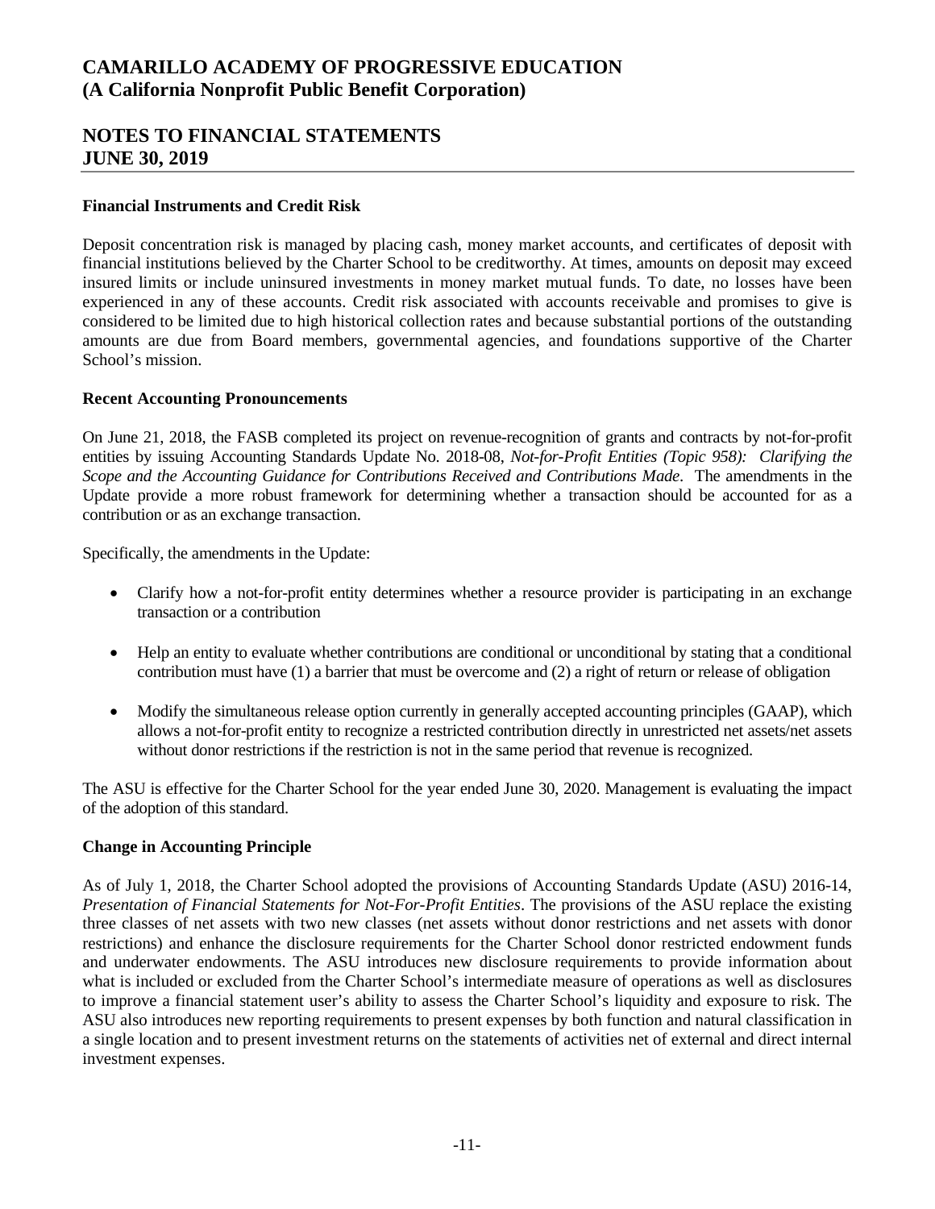# CAMARILLO ACADEMY OF PROGRESSIVE EDUCATION
# (A California Nonprofit Public Benefit Corporation)

## NOTES TO FINANCIAL STATEMENTS
## JUNE 30, 2019

**Financial Instruments and Credit Risk**

Deposit concentration risk is managed by placing cash, money market accounts, and certificates of deposit with financial institutions believed by the Charter School to be creditworthy. At times, amounts on deposit may exceed insured limits or include uninsured investments in money market mutual funds. To date, no losses have been experienced in any of these accounts. Credit risk associated with accounts receivable and promises to give is considered to be limited due to high historical collection rates and because substantial portions of the outstanding amounts are due from Board members, governmental agencies, and foundations supportive of the Charter School's mission.

**Recent Accounting Pronouncements**

On June 21, 2018, the FASB completed its project on revenue-recognition of grants and contracts by not-for-profit entities by issuing Accounting Standards Update No. 2018-08, *Not-for-Profit Entities (Topic 958): Clarifying the Scope and the Accounting Guidance for Contributions Received and Contributions Made*. The amendments in the Update provide a more robust framework for determining whether a transaction should be accounted for as a contribution or as an exchange transaction.

Specifically, the amendments in the Update:

- Clarify how a not-for-profit entity determines whether a resource provider is participating in an exchange transaction or a contribution
- Help an entity to evaluate whether contributions are conditional or unconditional by stating that a conditional contribution must have (1) a barrier that must be overcome and (2) a right of return or release of obligation
- Modify the simultaneous release option currently in generally accepted accounting principles (GAAP), which allows a not-for-profit entity to recognize a restricted contribution directly in unrestricted net assets/net assets without donor restrictions if the restriction is not in the same period that revenue is recognized.

The ASU is effective for the Charter School for the year ended June 30, 2020. Management is evaluating the impact of the adoption of this standard.

**Change in Accounting Principle**

As of July 1, 2018, the Charter School adopted the provisions of Accounting Standards Update (ASU) 2016-14, *Presentation of Financial Statements for Not-For-Profit Entities*. The provisions of the ASU replace the existing three classes of net assets with two new classes (net assets without donor restrictions and net assets with donor restrictions) and enhance the disclosure requirements for the Charter School donor restricted endowment funds and underwater endowments. The ASU introduces new disclosure requirements to provide information about what is included or excluded from the Charter School's intermediate measure of operations as well as disclosures to improve a financial statement user's ability to assess the Charter School's liquidity and exposure to risk. The ASU also introduces new reporting requirements to present expenses by both function and natural classification in a single location and to present investment returns on the statements of activities net of external and direct internal investment expenses.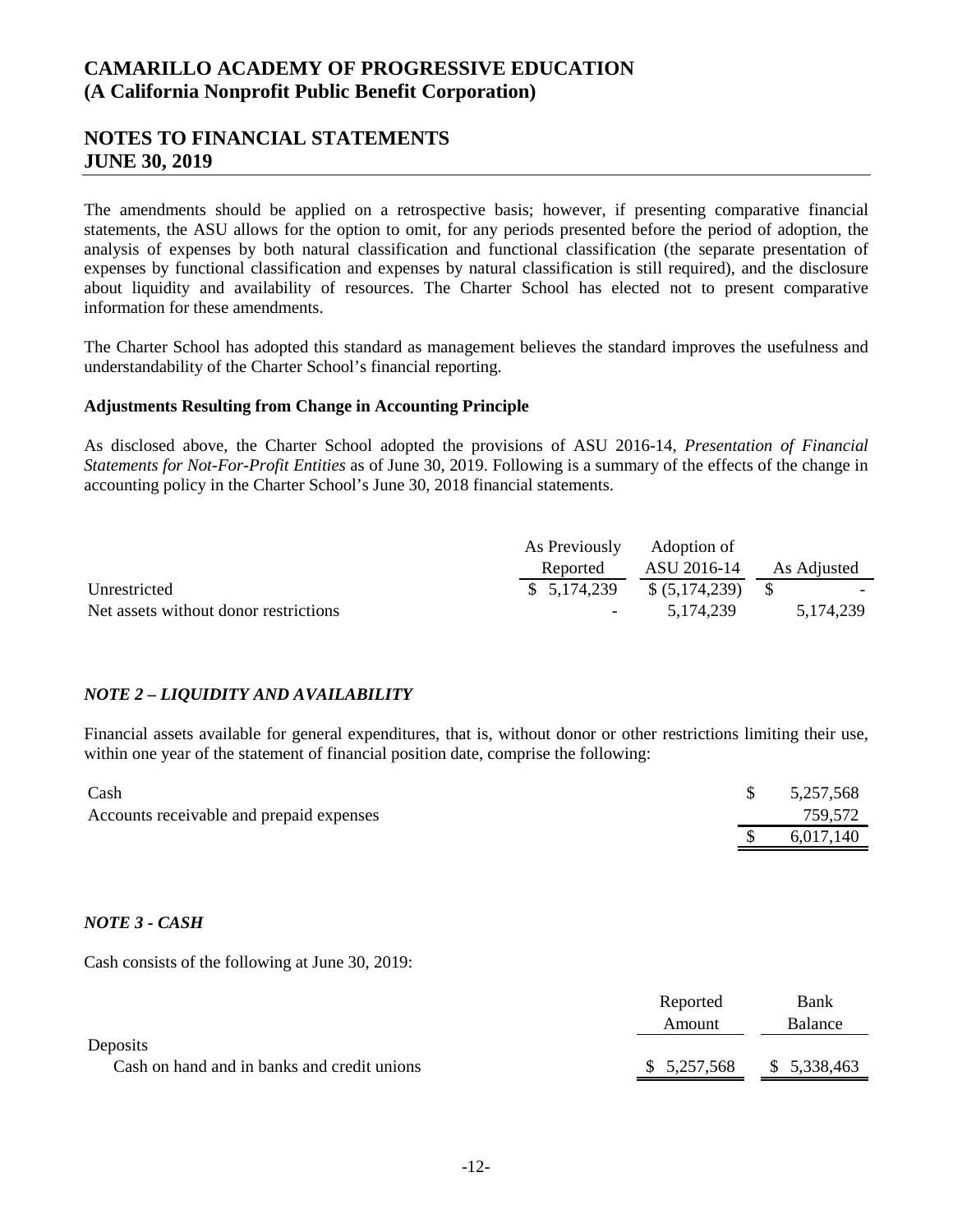The amendments should be applied on a retrospective basis; however, if presenting comparative financial statements, the ASU allows for the option to omit, for any periods presented before the period of adoption, the analysis of expenses by both natural classification and functional classification (the separate presentation of expenses by functional classification and expenses by natural classification is still required), and the disclosure about liquidity and availability of resources. The Charter School has elected not to present comparative information for these amendments.

The Charter School has adopted this standard as management believes the standard improves the usefulness and understandability of the Charter School's financial reporting.

**Adjustments Resulting from Change in Accounting Principle**

As disclosed above, the Charter School adopted the provisions of ASU 2016-14, *Presentation of Financial Statements for Not-For-Profit Entities* as of June 30, 2019. Following is a summary of the effects of the change in accounting policy in the Charter School's June 30, 2018 financial statements.

| | As Previously Reported | Adoption of ASU 2016-14 | As Adjusted |
|---|---|---|---|
| Unrestricted | $ 5,174,239 | $ (5,174,239) | $ - |
| Net assets without donor restrictions | - | 5,174,239 | 5,174,239 |

## *NOTE 2 – LIQUIDITY AND AVAILABILITY*

Financial assets available for general expenditures, that is, without donor or other restrictions limiting their use, within one year of the statement of financial position date, comprise the following:

| | |
|---|---|
| Cash | $ 5,257,568 |
| Accounts receivable and prepaid expenses | 759,572 |
| | $ 6,017,140 |

## *NOTE 3 - CASH*

Cash consists of the following at June 30, 2019:

| | Reported Amount | Bank Balance |
|---|---|---|
| Deposits | | |
| Cash on hand and in banks and credit unions | $ 5,257,568 | $ 5,338,463 |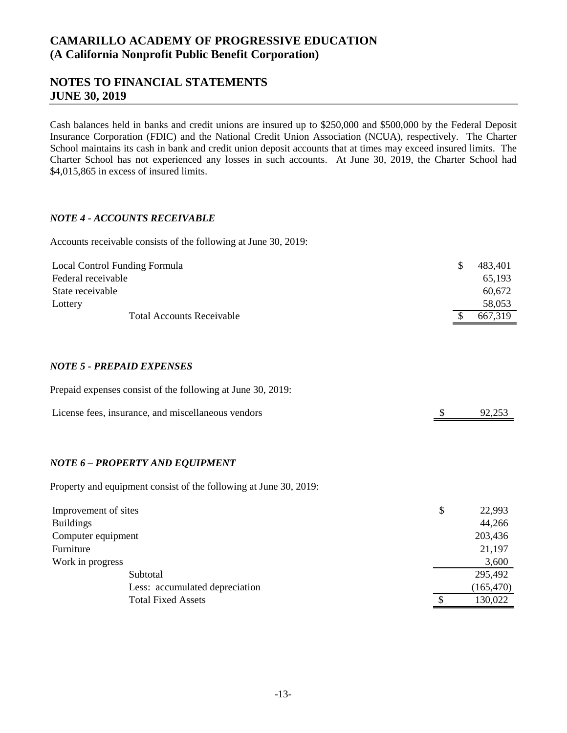# CAMARILLO ACADEMY OF PROGRESSIVE EDUCATION
# (A California Nonprofit Public Benefit Corporation)

## NOTES TO FINANCIAL STATEMENTS
## JUNE 30, 2019

Cash balances held in banks and credit unions are insured up to $250,000 and $500,000 by the Federal Deposit Insurance Corporation (FDIC) and the National Credit Union Association (NCUA), respectively. The Charter School maintains its cash in bank and credit union deposit accounts that at times may exceed insured limits. The Charter School has not experienced any losses in such accounts. At June 30, 2019, the Charter School had $4,015,865 in excess of insured limits.

### *NOTE 4 - ACCOUNTS RECEIVABLE*

Accounts receivable consists of the following at June 30, 2019:

| | |
|---|---|
| Local Control Funding Formula | $ 483,401 |
| Federal receivable | 65,193 |
| State receivable | 60,672 |
| Lottery | 58,053 |
| Total Accounts Receivable | $ 667,319 |

### *NOTE 5 - PREPAID EXPENSES*

Prepaid expenses consist of the following at June 30, 2019:

| | |
|---|---|
| License fees, insurance, and miscellaneous vendors | $ 92,253 |

### *NOTE 6 – PROPERTY AND EQUIPMENT*

Property and equipment consist of the following at June 30, 2019:

| | |
|---|---|
| Improvement of sites | $ 22,993 |
| Buildings | 44,266 |
| Computer equipment | 203,436 |
| Furniture | 21,197 |
| Work in progress | 3,600 |
| Subtotal | 295,492 |
| Less: accumulated depreciation | (165,470) |
| Total Fixed Assets | $ 130,022 |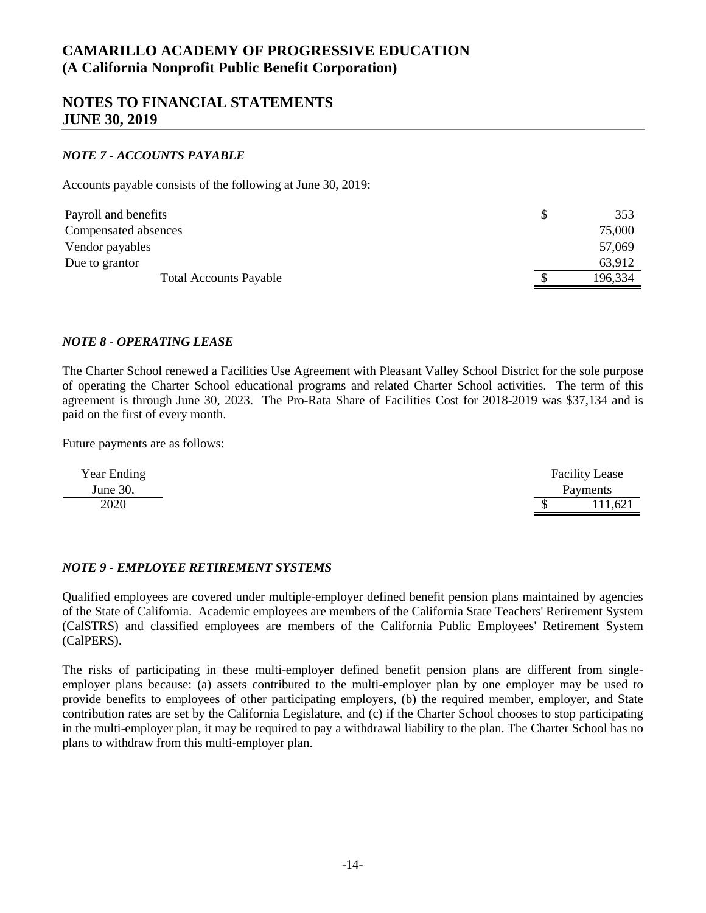# CAMARILLO ACADEMY OF PROGRESSIVE EDUCATION
# (A California Nonprofit Public Benefit Corporation)

## NOTES TO FINANCIAL STATEMENTS
## JUNE 30, 2019

### *NOTE 7 - ACCOUNTS PAYABLE*

Accounts payable consists of the following at June 30, 2019:

| | |
|---|---|
| Payroll and benefits | $ 353 |
| Compensated absences | 75,000 |
| Vendor payables | 57,069 |
| Due to grantor | 63,912 |
| Total Accounts Payable | $ 196,334 |

### *NOTE 8 - OPERATING LEASE*

The Charter School renewed a Facilities Use Agreement with Pleasant Valley School District for the sole purpose of operating the Charter School educational programs and related Charter School activities. The term of this agreement is through June 30, 2023. The Pro-Rata Share of Facilities Cost for 2018-2019 was $37,134 and is paid on the first of every month.

Future payments are as follows:

| Year Ending June 30, | Facility Lease Payments |
|---|---|
| 2020 | $ 111,621 |

### *NOTE 9 - EMPLOYEE RETIREMENT SYSTEMS*

Qualified employees are covered under multiple-employer defined benefit pension plans maintained by agencies of the State of California. Academic employees are members of the California State Teachers' Retirement System (CalSTRS) and classified employees are members of the California Public Employees' Retirement System (CalPERS).

The risks of participating in these multi-employer defined benefit pension plans are different from single-employer plans because: (a) assets contributed to the multi-employer plan by one employer may be used to provide benefits to employees of other participating employers, (b) the required member, employer, and State contribution rates are set by the California Legislature, and (c) if the Charter School chooses to stop participating in the multi-employer plan, it may be required to pay a withdrawal liability to the plan. The Charter School has no plans to withdraw from this multi-employer plan.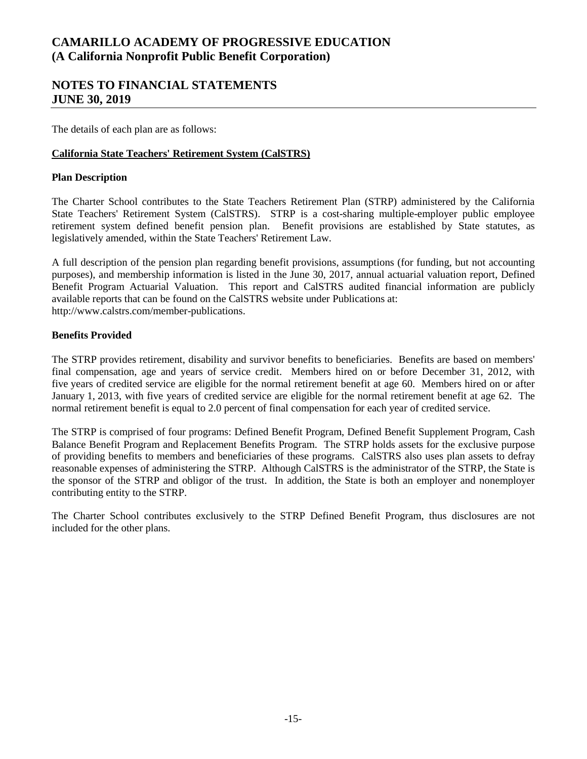The details of each plan are as follows:

**California State Teachers' Retirement System (CalSTRS)**

**Plan Description**

The Charter School contributes to the State Teachers Retirement Plan (STRP) administered by the California State Teachers' Retirement System (CalSTRS). STRP is a cost-sharing multiple-employer public employee retirement system defined benefit pension plan. Benefit provisions are established by State statutes, as legislatively amended, within the State Teachers' Retirement Law.

A full description of the pension plan regarding benefit provisions, assumptions (for funding, but not accounting purposes), and membership information is listed in the June 30, 2017, annual actuarial valuation report, Defined Benefit Program Actuarial Valuation. This report and CalSTRS audited financial information are publicly available reports that can be found on the CalSTRS website under Publications at:
http://www.calstrs.com/member-publications.

**Benefits Provided**

The STRP provides retirement, disability and survivor benefits to beneficiaries. Benefits are based on members' final compensation, age and years of service credit. Members hired on or before December 31, 2012, with five years of credited service are eligible for the normal retirement benefit at age 60. Members hired on or after January 1, 2013, with five years of credited service are eligible for the normal retirement benefit at age 62. The normal retirement benefit is equal to 2.0 percent of final compensation for each year of credited service.

The STRP is comprised of four programs: Defined Benefit Program, Defined Benefit Supplement Program, Cash Balance Benefit Program and Replacement Benefits Program. The STRP holds assets for the exclusive purpose of providing benefits to members and beneficiaries of these programs. CalSTRS also uses plan assets to defray reasonable expenses of administering the STRP. Although CalSTRS is the administrator of the STRP, the State is the sponsor of the STRP and obligor of the trust. In addition, the State is both an employer and nonemployer contributing entity to the STRP.

The Charter School contributes exclusively to the STRP Defined Benefit Program, thus disclosures are not included for the other plans.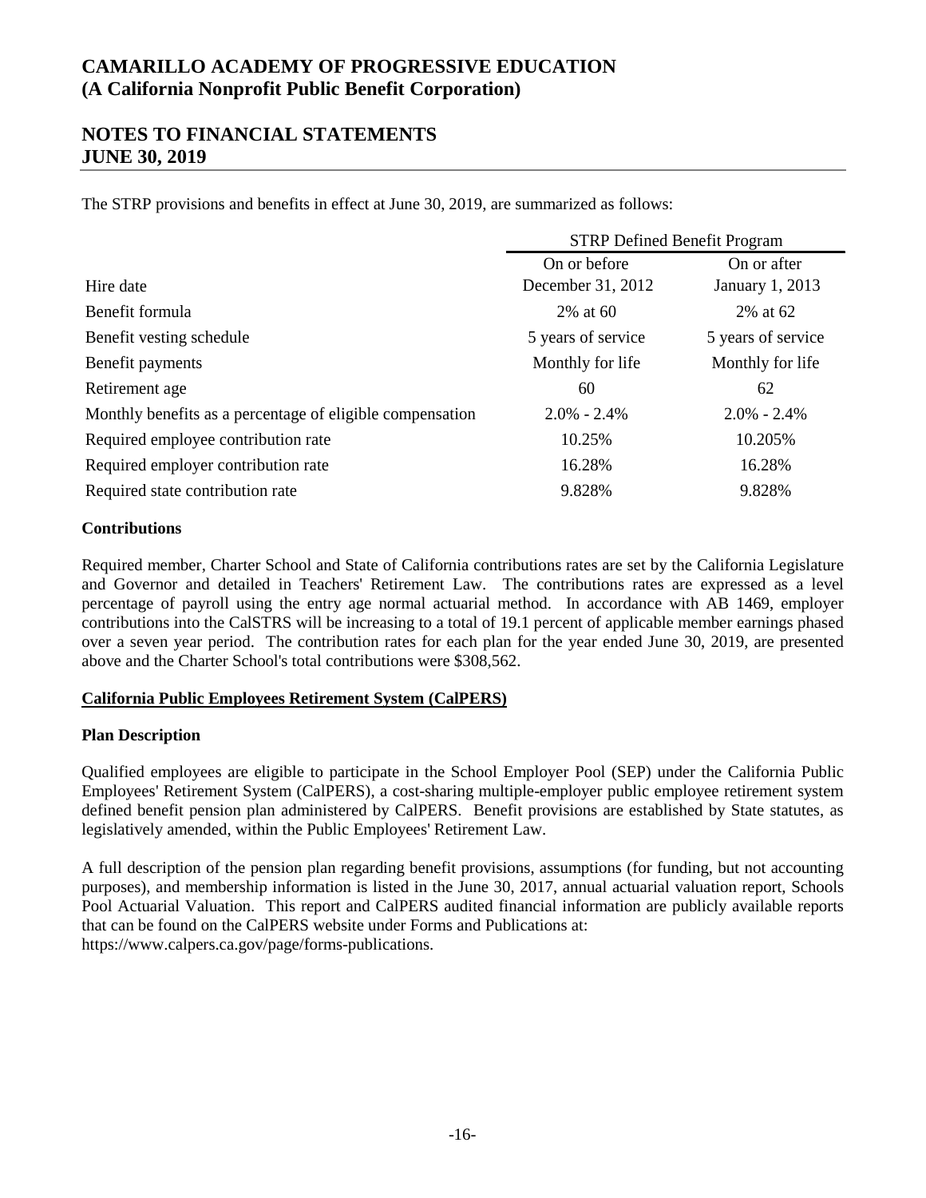# CAMARILLO ACADEMY OF PROGRESSIVE EDUCATION
# (A California Nonprofit Public Benefit Corporation)

## NOTES TO FINANCIAL STATEMENTS
## JUNE 30, 2019

The STRP provisions and benefits in effect at June 30, 2019, are summarized as follows:

| | STRP Defined Benefit Program | |
|---|---|---|
| Hire date | On or before December 31, 2012 | On or after January 1, 2013 |
| Benefit formula | 2% at 60 | 2% at 62 |
| Benefit vesting schedule | 5 years of service | 5 years of service |
| Benefit payments | Monthly for life | Monthly for life |
| Retirement age | 60 | 62 |
| Monthly benefits as a percentage of eligible compensation | 2.0% - 2.4% | 2.0% - 2.4% |
| Required employee contribution rate | 10.25% | 10.205% |
| Required employer contribution rate | 16.28% | 16.28% |
| Required state contribution rate | 9.828% | 9.828% |

**Contributions**

Required member, Charter School and State of California contributions rates are set by the California Legislature and Governor and detailed in Teachers' Retirement Law. The contributions rates are expressed as a level percentage of payroll using the entry age normal actuarial method. In accordance with AB 1469, employer contributions into the CalSTRS will be increasing to a total of 19.1 percent of applicable member earnings phased over a seven year period. The contribution rates for each plan for the year ended June 30, 2019, are presented above and the Charter School's total contributions were $308,562.

**California Public Employees Retirement System (CalPERS)**

**Plan Description**

Qualified employees are eligible to participate in the School Employer Pool (SEP) under the California Public Employees' Retirement System (CalPERS), a cost-sharing multiple-employer public employee retirement system defined benefit pension plan administered by CalPERS. Benefit provisions are established by State statutes, as legislatively amended, within the Public Employees' Retirement Law.

A full description of the pension plan regarding benefit provisions, assumptions (for funding, but not accounting purposes), and membership information is listed in the June 30, 2017, annual actuarial valuation report, Schools Pool Actuarial Valuation. This report and CalPERS audited financial information are publicly available reports that can be found on the CalPERS website under Forms and Publications at: https://www.calpers.ca.gov/page/forms-publications.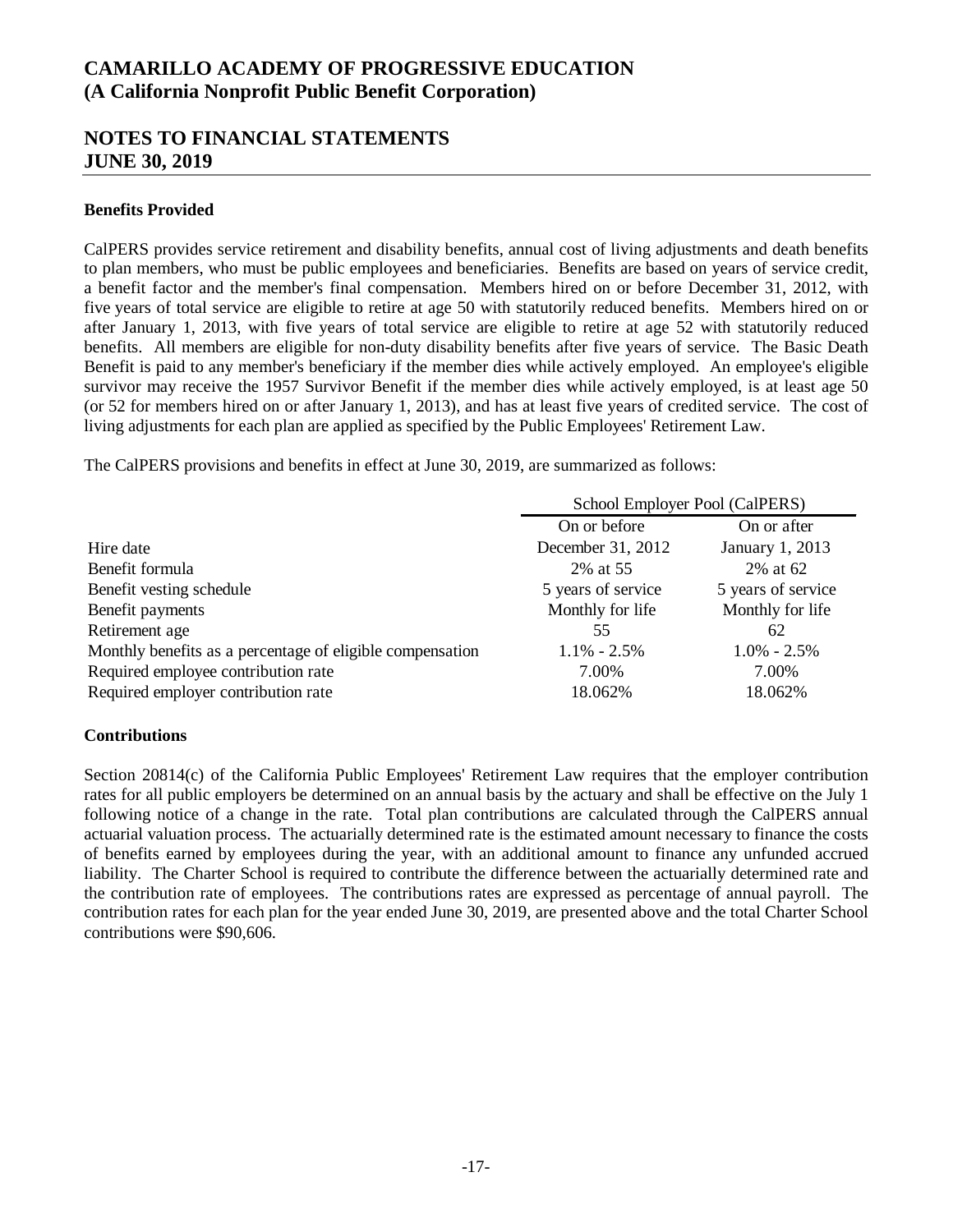# CAMARILLO ACADEMY OF PROGRESSIVE EDUCATION
# (A California Nonprofit Public Benefit Corporation)

## NOTES TO FINANCIAL STATEMENTS
## JUNE 30, 2019

**Benefits Provided**

CalPERS provides service retirement and disability benefits, annual cost of living adjustments and death benefits to plan members, who must be public employees and beneficiaries. Benefits are based on years of service credit, a benefit factor and the member's final compensation. Members hired on or before December 31, 2012, with five years of total service are eligible to retire at age 50 with statutorily reduced benefits. Members hired on or after January 1, 2013, with five years of total service are eligible to retire at age 52 with statutorily reduced benefits. All members are eligible for non-duty disability benefits after five years of service. The Basic Death Benefit is paid to any member's beneficiary if the member dies while actively employed. An employee's eligible survivor may receive the 1957 Survivor Benefit if the member dies while actively employed, is at least age 50 (or 52 for members hired on or after January 1, 2013), and has at least five years of credited service. The cost of living adjustments for each plan are applied as specified by the Public Employees' Retirement Law.

The CalPERS provisions and benefits in effect at June 30, 2019, are summarized as follows:

| | School Employer Pool (CalPERS) | |
|---|---|---|
| | On or before | On or after |
| Hire date | December 31, 2012 | January 1, 2013 |
| Benefit formula | 2% at 55 | 2% at 62 |
| Benefit vesting schedule | 5 years of service | 5 years of service |
| Benefit payments | Monthly for life | Monthly for life |
| Retirement age | 55 | 62 |
| Monthly benefits as a percentage of eligible compensation | 1.1% - 2.5% | 1.0% - 2.5% |
| Required employee contribution rate | 7.00% | 7.00% |
| Required employer contribution rate | 18.062% | 18.062% |

**Contributions**

Section 20814(c) of the California Public Employees' Retirement Law requires that the employer contribution rates for all public employers be determined on an annual basis by the actuary and shall be effective on the July 1 following notice of a change in the rate. Total plan contributions are calculated through the CalPERS annual actuarial valuation process. The actuarially determined rate is the estimated amount necessary to finance the costs of benefits earned by employees during the year, with an additional amount to finance any unfunded accrued liability. The Charter School is required to contribute the difference between the actuarially determined rate and the contribution rate of employees. The contributions rates are expressed as percentage of annual payroll. The contribution rates for each plan for the year ended June 30, 2019, are presented above and the total Charter School contributions were $90,606.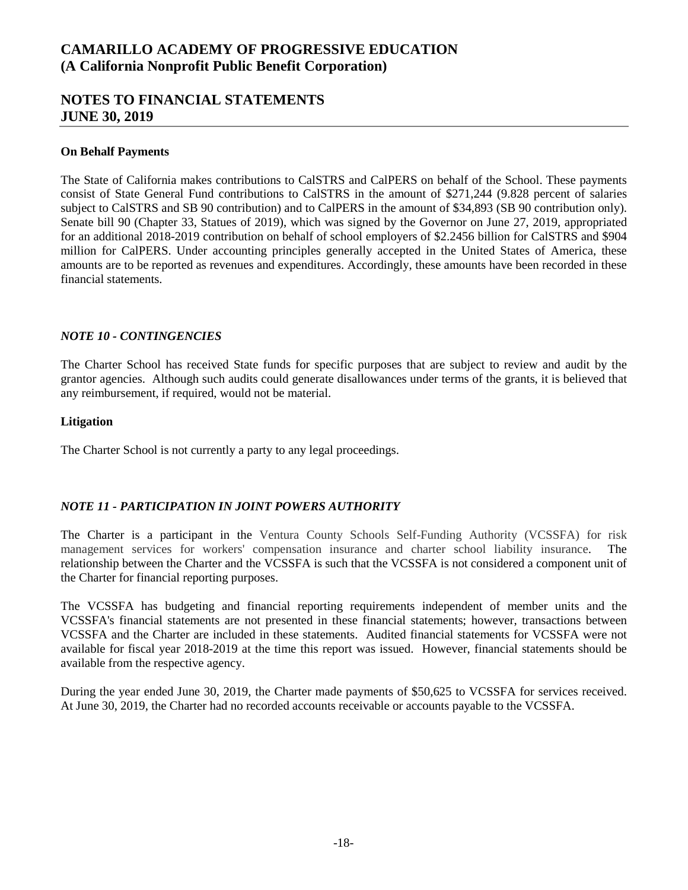**On Behalf Payments**

The State of California makes contributions to CalSTRS and CalPERS on behalf of the School. These payments consist of State General Fund contributions to CalSTRS in the amount of $271,244 (9.828 percent of salaries subject to CalSTRS and SB 90 contribution) and to CalPERS in the amount of $34,893 (SB 90 contribution only). Senate bill 90 (Chapter 33, Statues of 2019), which was signed by the Governor on June 27, 2019, appropriated for an additional 2018-2019 contribution on behalf of school employers of $2.2456 billion for CalSTRS and $904 million for CalPERS. Under accounting principles generally accepted in the United States of America, these amounts are to be reported as revenues and expenditures. Accordingly, these amounts have been recorded in these financial statements.

### *NOTE 10 - CONTINGENCIES*

The Charter School has received State funds for specific purposes that are subject to review and audit by the grantor agencies. Although such audits could generate disallowances under terms of the grants, it is believed that any reimbursement, if required, would not be material.

**Litigation**

The Charter School is not currently a party to any legal proceedings.

### *NOTE 11 - PARTICIPATION IN JOINT POWERS AUTHORITY*

The Charter is a participant in the Ventura County Schools Self-Funding Authority (VCSSFA) for risk management services for workers' compensation insurance and charter school liability insurance. The relationship between the Charter and the VCSSFA is such that the VCSSFA is not considered a component unit of the Charter for financial reporting purposes.

The VCSSFA has budgeting and financial reporting requirements independent of member units and the VCSSFA's financial statements are not presented in these financial statements; however, transactions between VCSSFA and the Charter are included in these statements. Audited financial statements for VCSSFA were not available for fiscal year 2018-2019 at the time this report was issued. However, financial statements should be available from the respective agency.

During the year ended June 30, 2019, the Charter made payments of $50,625 to VCSSFA for services received. At June 30, 2019, the Charter had no recorded accounts receivable or accounts payable to the VCSSFA.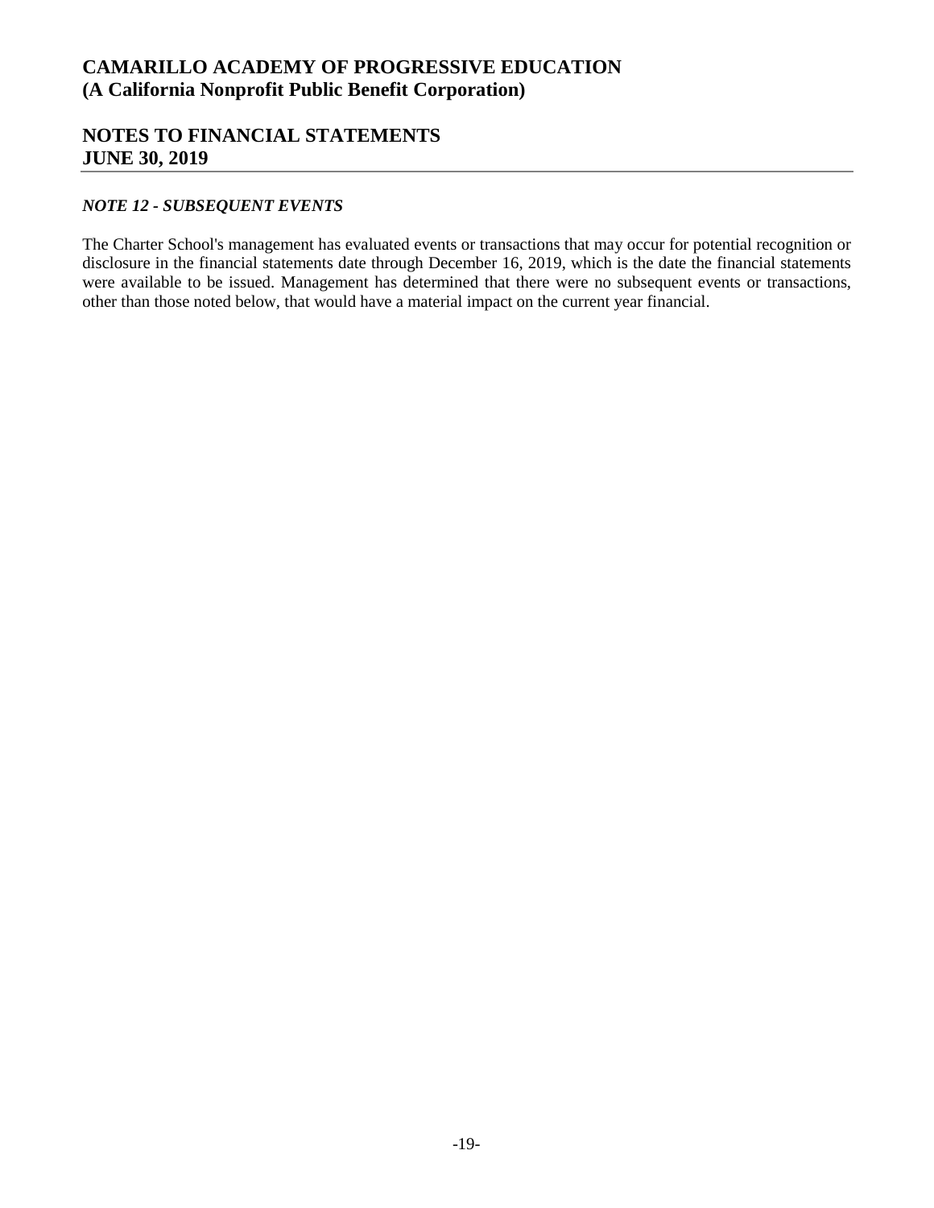# CAMARILLO ACADEMY OF PROGRESSIVE EDUCATION
# (A California Nonprofit Public Benefit Corporation)

## NOTES TO FINANCIAL STATEMENTS
## JUNE 30, 2019

### *NOTE 12 - SUBSEQUENT EVENTS*

The Charter School's management has evaluated events or transactions that may occur for potential recognition or disclosure in the financial statements date through December 16, 2019, which is the date the financial statements were available to be issued. Management has determined that there were no subsequent events or transactions, other than those noted below, that would have a material impact on the current year financial.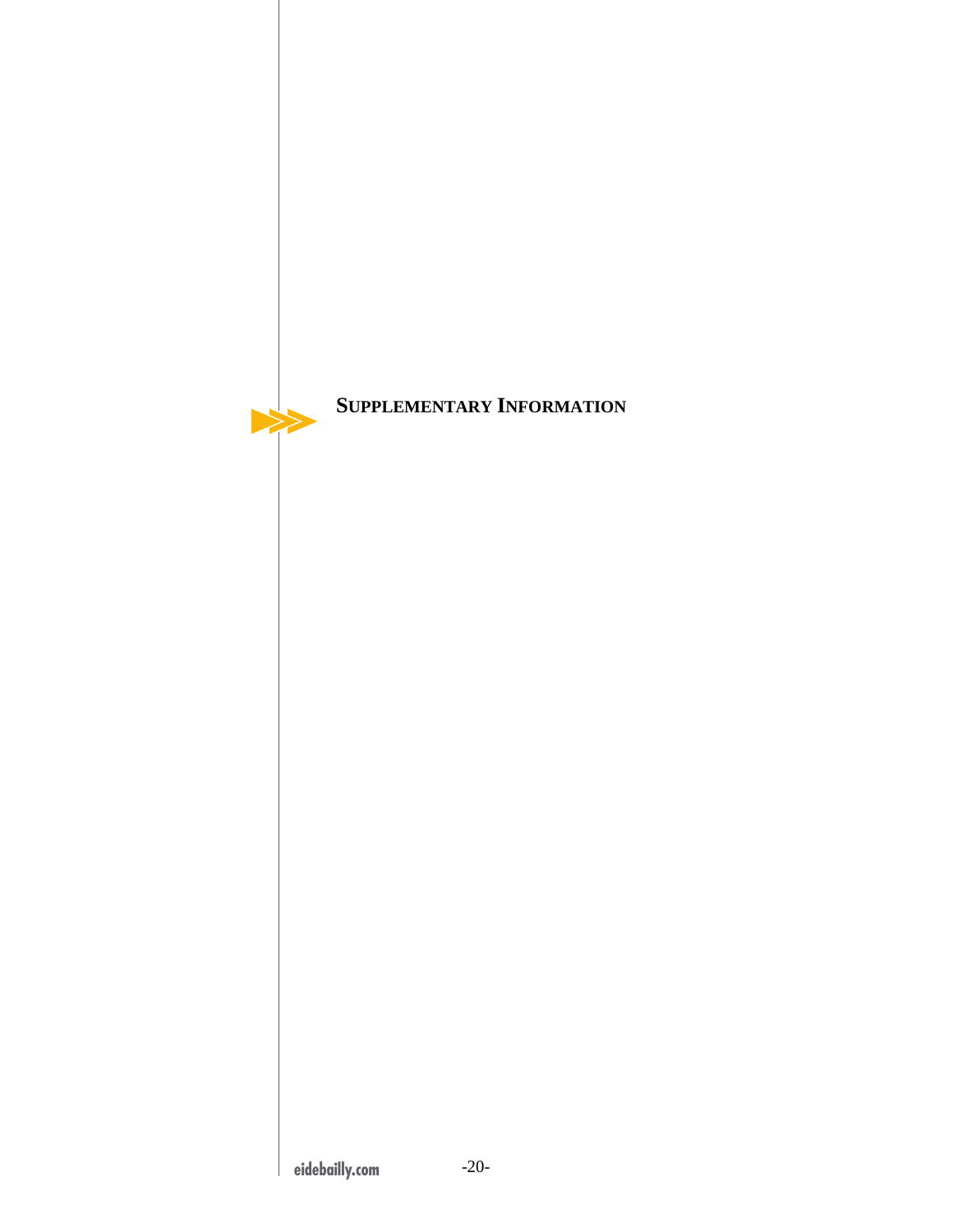# SUPPLEMENTARY INFORMATION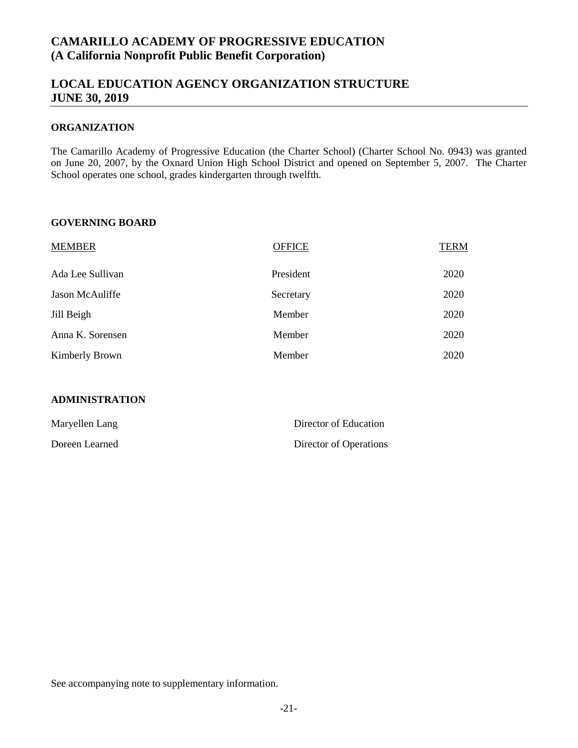# CAMARILLO ACADEMY OF PROGRESSIVE EDUCATION
# (A California Nonprofit Public Benefit Corporation)

## LOCAL EDUCATION AGENCY ORGANIZATION STRUCTURE
## JUNE 30, 2019

### ORGANIZATION

The Camarillo Academy of Progressive Education (the Charter School) (Charter School No. 0943) was granted on June 20, 2007, by the Oxnard Union High School District and opened on September 5, 2007. The Charter School operates one school, grades kindergarten through twelfth.

### GOVERNING BOARD

| MEMBER | OFFICE | TERM |
|---|---|---|
| Ada Lee Sullivan | President | 2020 |
| Jason McAuliffe | Secretary | 2020 |
| Jill Beigh | Member | 2020 |
| Anna K. Sorensen | Member | 2020 |
| Kimberly Brown | Member | 2020 |

### ADMINISTRATION

| | |
|---|---|
| Maryellen Lang | Director of Education |
| Doreen Learned | Director of Operations |

See accompanying note to supplementary information.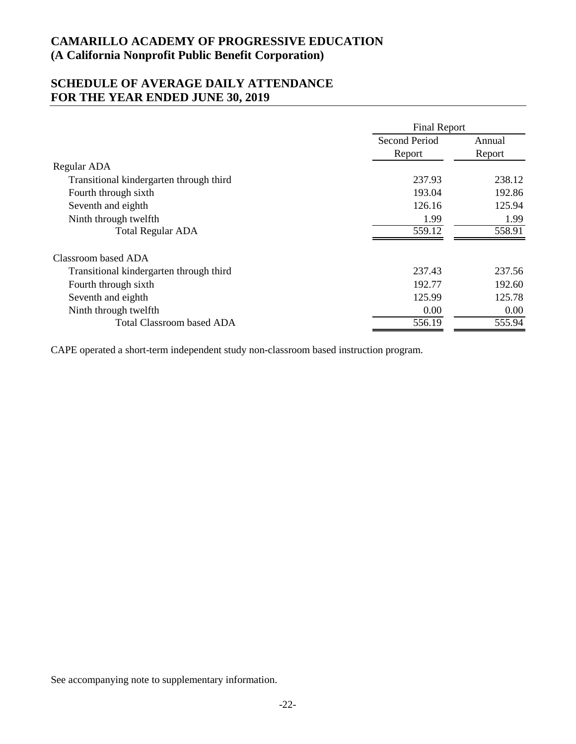# CAMARILLO ACADEMY OF PROGRESSIVE EDUCATION
# (A California Nonprofit Public Benefit Corporation)

## SCHEDULE OF AVERAGE DAILY ATTENDANCE
## FOR THE YEAR ENDED JUNE 30, 2019

| | Final Report | |
|---|---|---|
| | Second Period Report | Annual Report |
| Regular ADA | | |
| Transitional kindergarten through third | 237.93 | 238.12 |
| Fourth through sixth | 193.04 | 192.86 |
| Seventh and eighth | 126.16 | 125.94 |
| Ninth through twelfth | 1.99 | 1.99 |
| Total Regular ADA | 559.12 | 558.91 |
| Classroom based ADA | | |
| Transitional kindergarten through third | 237.43 | 237.56 |
| Fourth through sixth | 192.77 | 192.60 |
| Seventh and eighth | 125.99 | 125.78 |
| Ninth through twelfth | 0.00 | 0.00 |
| Total Classroom based ADA | 556.19 | 555.94 |

CAPE operated a short-term independent study non-classroom based instruction program.

See accompanying note to supplementary information.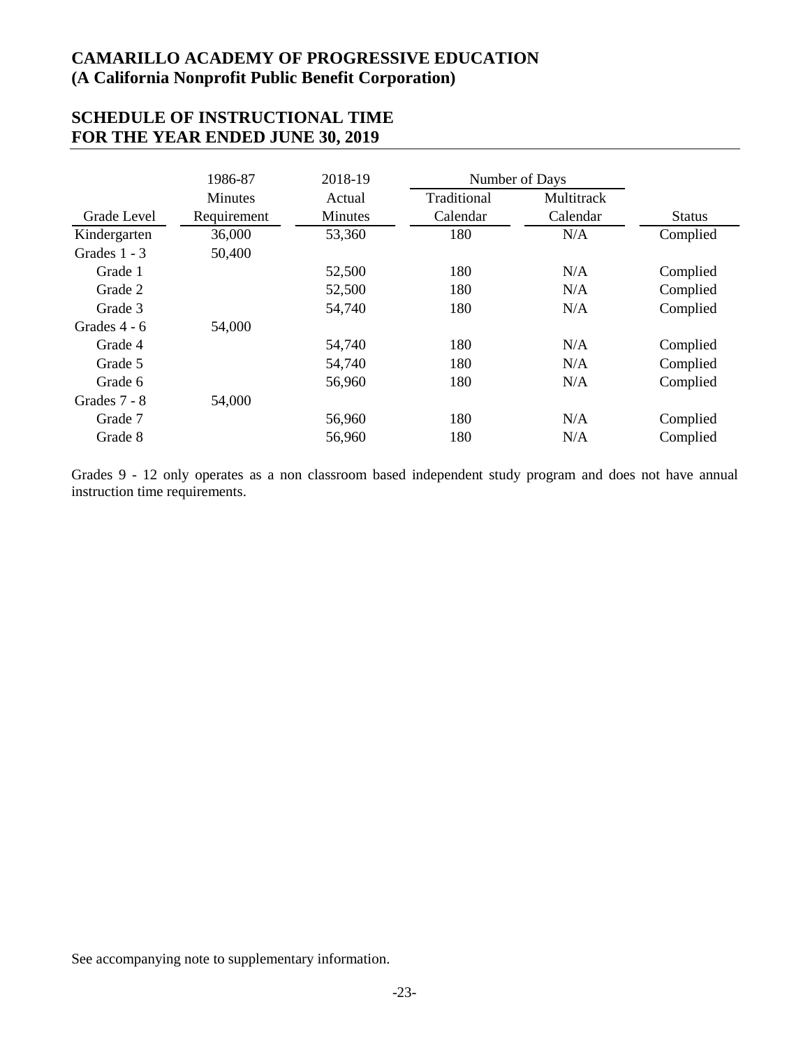# CAMARILLO ACADEMY OF PROGRESSIVE EDUCATION
# (A California Nonprofit Public Benefit Corporation)

## SCHEDULE OF INSTRUCTIONAL TIME
## FOR THE YEAR ENDED JUNE 30, 2019

| Grade Level | 1986-87 Minutes Requirement | 2018-19 Actual Minutes | Number of Days Traditional Calendar | Number of Days Multitrack Calendar | Status |
|---|---|---|---|---|---|
| Kindergarten | 36,000 | 53,360 | 180 | N/A | Complied |
| Grades 1 - 3 | 50,400 | | | | |
| Grade 1 | | 52,500 | 180 | N/A | Complied |
| Grade 2 | | 52,500 | 180 | N/A | Complied |
| Grade 3 | | 54,740 | 180 | N/A | Complied |
| Grades 4 - 6 | 54,000 | | | | |
| Grade 4 | | 54,740 | 180 | N/A | Complied |
| Grade 5 | | 54,740 | 180 | N/A | Complied |
| Grade 6 | | 56,960 | 180 | N/A | Complied |
| Grades 7 - 8 | 54,000 | | | | |
| Grade 7 | | 56,960 | 180 | N/A | Complied |
| Grade 8 | | 56,960 | 180 | N/A | Complied |

Grades 9 - 12 only operates as a non classroom based independent study program and does not have annual instruction time requirements.

See accompanying note to supplementary information.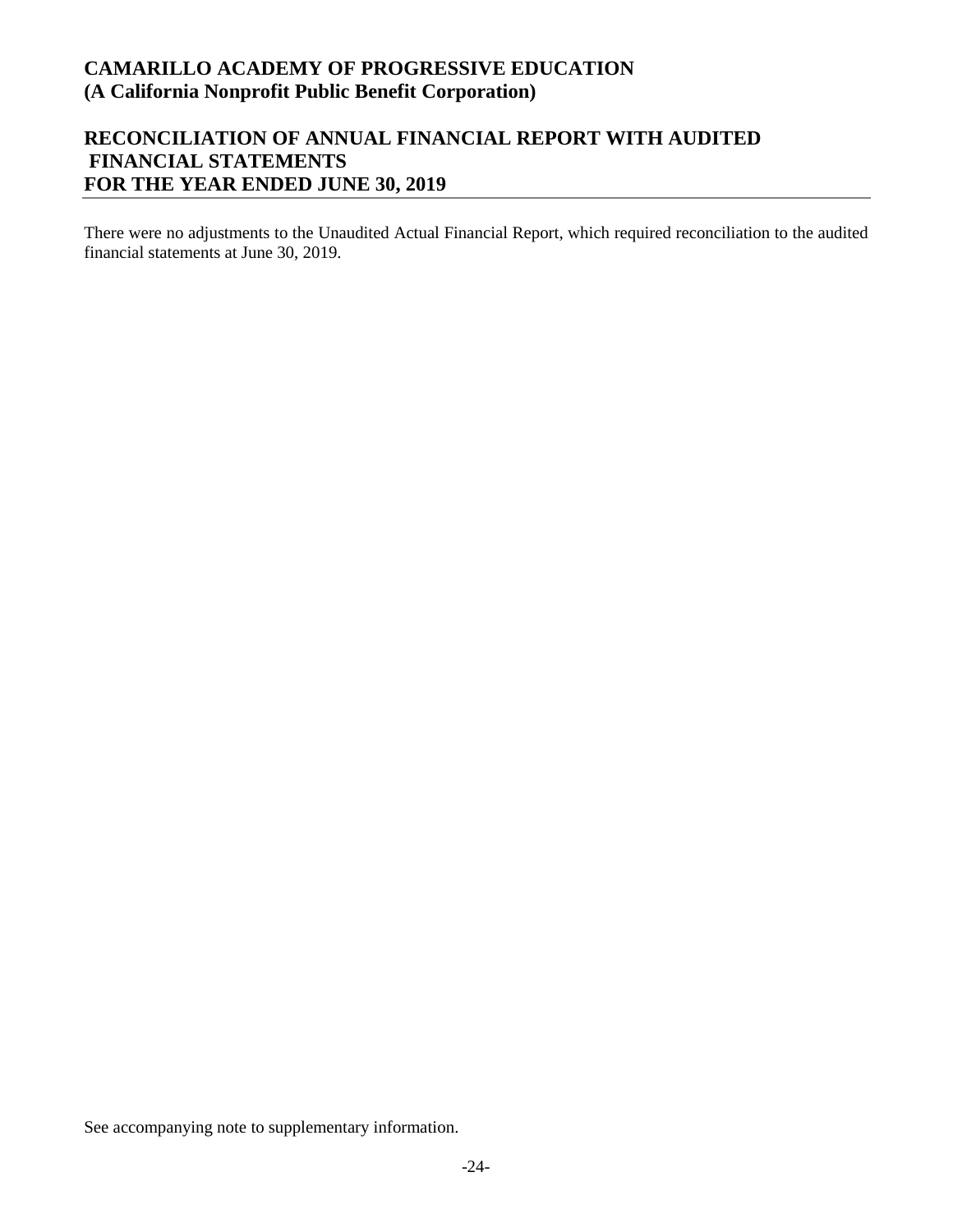# CAMARILLO ACADEMY OF PROGRESSIVE EDUCATION
# (A California Nonprofit Public Benefit Corporation)

## RECONCILIATION OF ANNUAL FINANCIAL REPORT WITH AUDITED FINANCIAL STATEMENTS
## FOR THE YEAR ENDED JUNE 30, 2019

There were no adjustments to the Unaudited Actual Financial Report, which required reconciliation to the audited financial statements at June 30, 2019.

See accompanying note to supplementary information.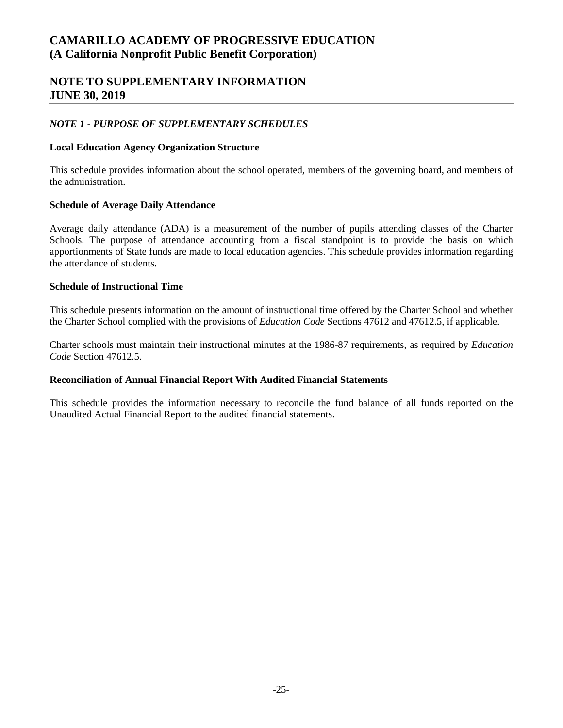# CAMARILLO ACADEMY OF PROGRESSIVE EDUCATION
# (A California Nonprofit Public Benefit Corporation)

## NOTE TO SUPPLEMENTARY INFORMATION
## JUNE 30, 2019

***NOTE 1 - PURPOSE OF SUPPLEMENTARY SCHEDULES***

**Local Education Agency Organization Structure**

This schedule provides information about the school operated, members of the governing board, and members of the administration.

**Schedule of Average Daily Attendance**

Average daily attendance (ADA) is a measurement of the number of pupils attending classes of the Charter Schools. The purpose of attendance accounting from a fiscal standpoint is to provide the basis on which apportionments of State funds are made to local education agencies. This schedule provides information regarding the attendance of students.

**Schedule of Instructional Time**

This schedule presents information on the amount of instructional time offered by the Charter School and whether the Charter School complied with the provisions of *Education Code* Sections 47612 and 47612.5, if applicable.

Charter schools must maintain their instructional minutes at the 1986-87 requirements, as required by *Education Code* Section 47612.5.

**Reconciliation of Annual Financial Report With Audited Financial Statements**

This schedule provides the information necessary to reconcile the fund balance of all funds reported on the Unaudited Actual Financial Report to the audited financial statements.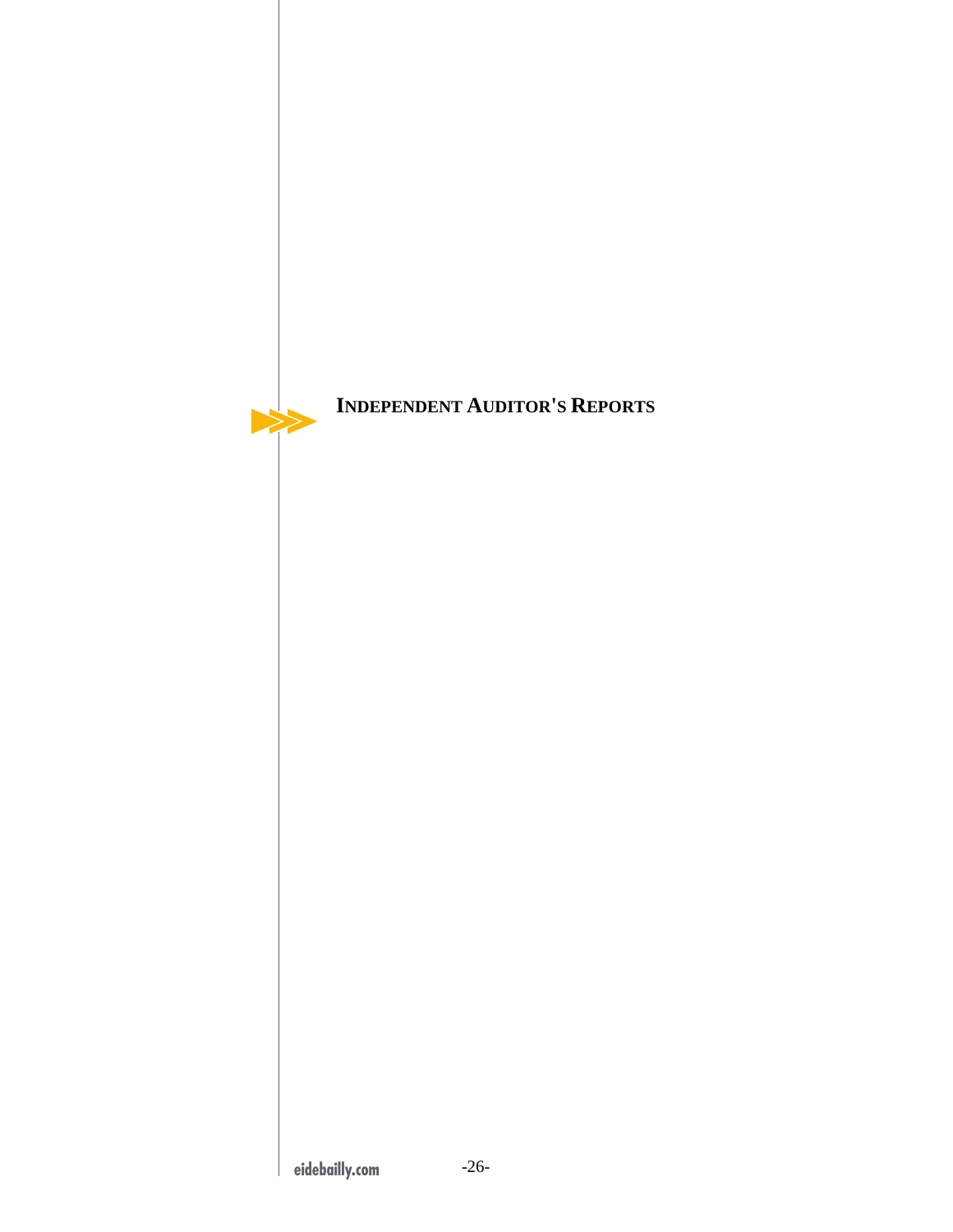# INDEPENDENT AUDITOR'S REPORTS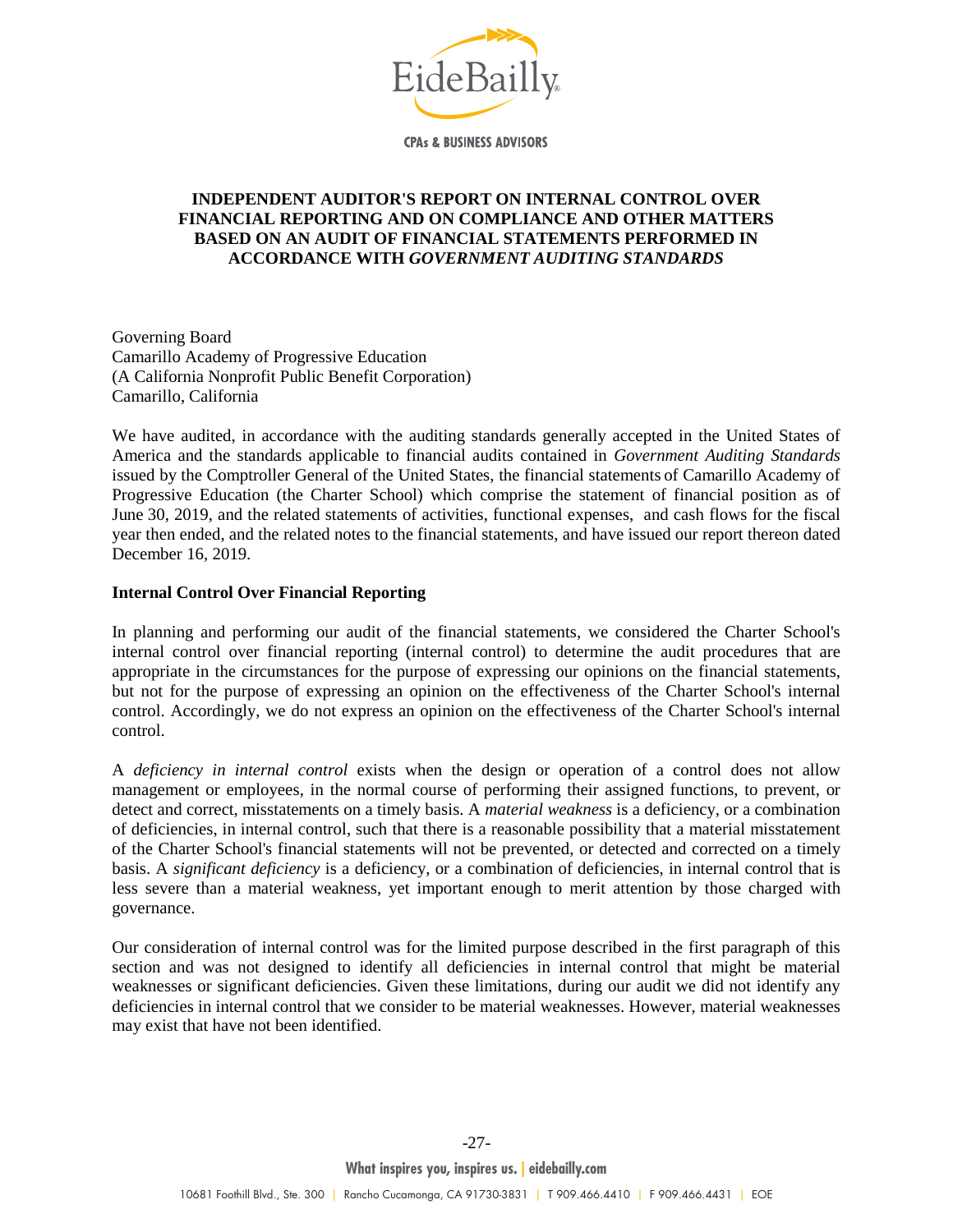# INDEPENDENT AUDITOR'S REPORT ON INTERNAL CONTROL OVER FINANCIAL REPORTING AND ON COMPLIANCE AND OTHER MATTERS BASED ON AN AUDIT OF FINANCIAL STATEMENTS PERFORMED IN ACCORDANCE WITH *GOVERNMENT AUDITING STANDARDS*

Governing Board
Camarillo Academy of Progressive Education
(A California Nonprofit Public Benefit Corporation)
Camarillo, California

We have audited, in accordance with the auditing standards generally accepted in the United States of America and the standards applicable to financial audits contained in *Government Auditing Standards* issued by the Comptroller General of the United States, the financial statements of Camarillo Academy of Progressive Education (the Charter School) which comprise the statement of financial position as of June 30, 2019, and the related statements of activities, functional expenses, and cash flows for the fiscal year then ended, and the related notes to the financial statements, and have issued our report thereon dated December 16, 2019.

## Internal Control Over Financial Reporting

In planning and performing our audit of the financial statements, we considered the Charter School's internal control over financial reporting (internal control) to determine the audit procedures that are appropriate in the circumstances for the purpose of expressing our opinions on the financial statements, but not for the purpose of expressing an opinion on the effectiveness of the Charter School's internal control. Accordingly, we do not express an opinion on the effectiveness of the Charter School's internal control.

A *deficiency in internal control* exists when the design or operation of a control does not allow management or employees, in the normal course of performing their assigned functions, to prevent, or detect and correct, misstatements on a timely basis. A *material weakness* is a deficiency, or a combination of deficiencies, in internal control, such that there is a reasonable possibility that a material misstatement of the Charter School's financial statements will not be prevented, or detected and corrected on a timely basis. A *significant deficiency* is a deficiency, or a combination of deficiencies, in internal control that is less severe than a material weakness, yet important enough to merit attention by those charged with governance.

Our consideration of internal control was for the limited purpose described in the first paragraph of this section and was not designed to identify all deficiencies in internal control that might be material weaknesses or significant deficiencies. Given these limitations, during our audit we did not identify any deficiencies in internal control that we consider to be material weaknesses. However, material weaknesses may exist that have not been identified.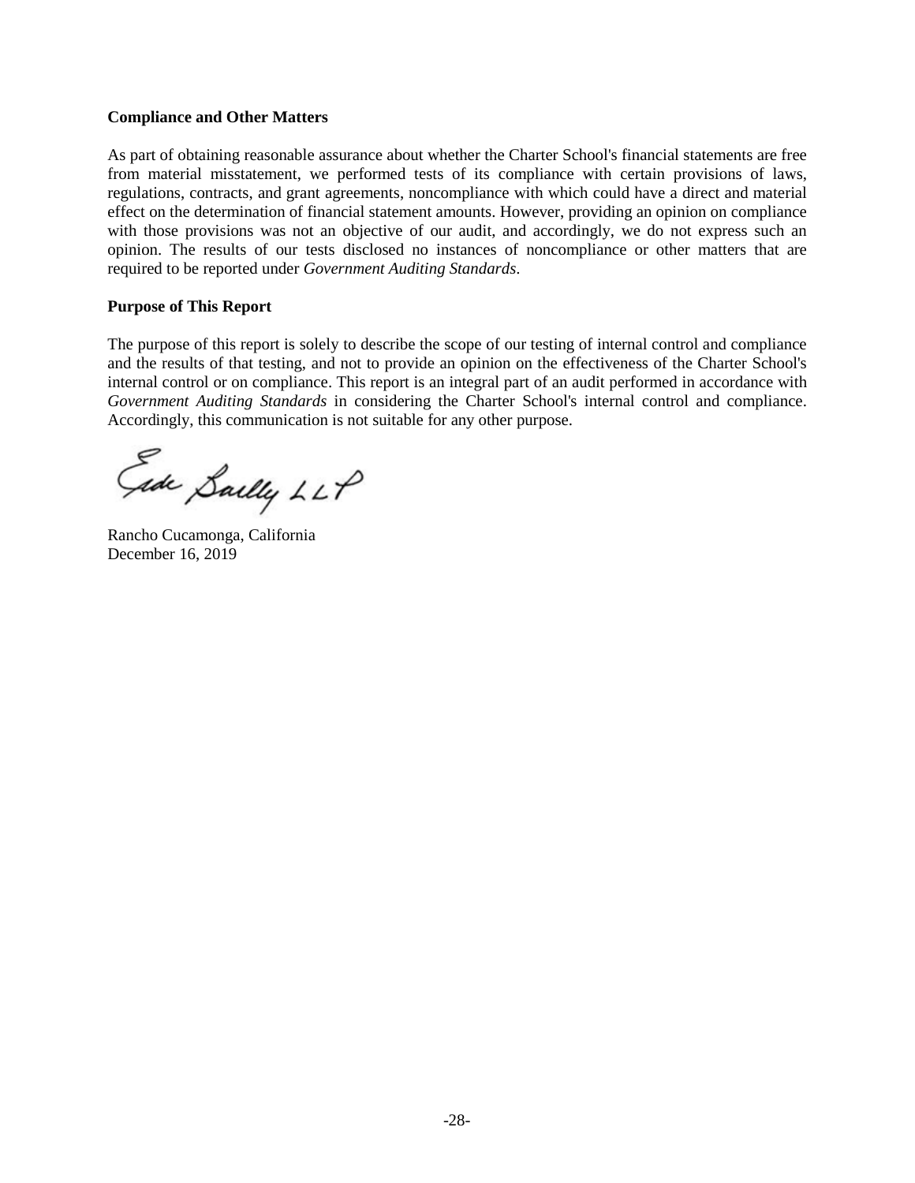**Compliance and Other Matters**

As part of obtaining reasonable assurance about whether the Charter School's financial statements are free from material misstatement, we performed tests of its compliance with certain provisions of laws, regulations, contracts, and grant agreements, noncompliance with which could have a direct and material effect on the determination of financial statement amounts. However, providing an opinion on compliance with those provisions was not an objective of our audit, and accordingly, we do not express such an opinion. The results of our tests disclosed no instances of noncompliance or other matters that are required to be reported under *Government Auditing Standards*.

**Purpose of This Report**

The purpose of this report is solely to describe the scope of our testing of internal control and compliance and the results of that testing, and not to provide an opinion on the effectiveness of the Charter School's internal control or on compliance. This report is an integral part of an audit performed in accordance with *Government Auditing Standards* in considering the Charter School's internal control and compliance. Accordingly, this communication is not suitable for any other purpose.

Eide Bailly LLP

Rancho Cucamonga, California
December 16, 2019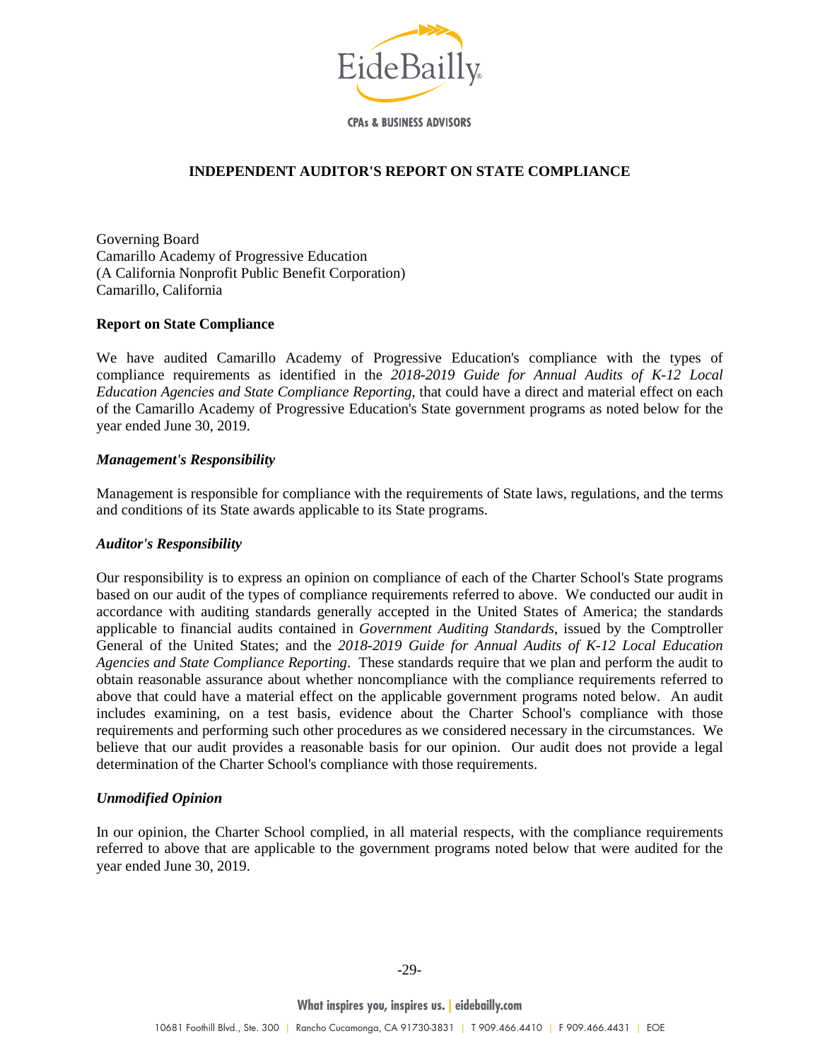# INDEPENDENT AUDITOR'S REPORT ON STATE COMPLIANCE

Governing Board
Camarillo Academy of Progressive Education
(A California Nonprofit Public Benefit Corporation)
Camarillo, California

## Report on State Compliance

We have audited Camarillo Academy of Progressive Education's compliance with the types of compliance requirements as identified in the *2018-2019 Guide for Annual Audits of K-12 Local Education Agencies and State Compliance Reporting*, that could have a direct and material effect on each of the Camarillo Academy of Progressive Education's State government programs as noted below for the year ended June 30, 2019.

### *Management's Responsibility*

Management is responsible for compliance with the requirements of State laws, regulations, and the terms and conditions of its State awards applicable to its State programs.

### *Auditor's Responsibility*

Our responsibility is to express an opinion on compliance of each of the Charter School's State programs based on our audit of the types of compliance requirements referred to above. We conducted our audit in accordance with auditing standards generally accepted in the United States of America; the standards applicable to financial audits contained in *Government Auditing Standards*, issued by the Comptroller General of the United States; and the *2018-2019 Guide for Annual Audits of K-12 Local Education Agencies and State Compliance Reporting*. These standards require that we plan and perform the audit to obtain reasonable assurance about whether noncompliance with the compliance requirements referred to above that could have a material effect on the applicable government programs noted below. An audit includes examining, on a test basis, evidence about the Charter School's compliance with those requirements and performing such other procedures as we considered necessary in the circumstances. We believe that our audit provides a reasonable basis for our opinion. Our audit does not provide a legal determination of the Charter School's compliance with those requirements.

### *Unmodified Opinion*

In our opinion, the Charter School complied, in all material respects, with the compliance requirements referred to above that are applicable to the government programs noted below that were audited for the year ended June 30, 2019.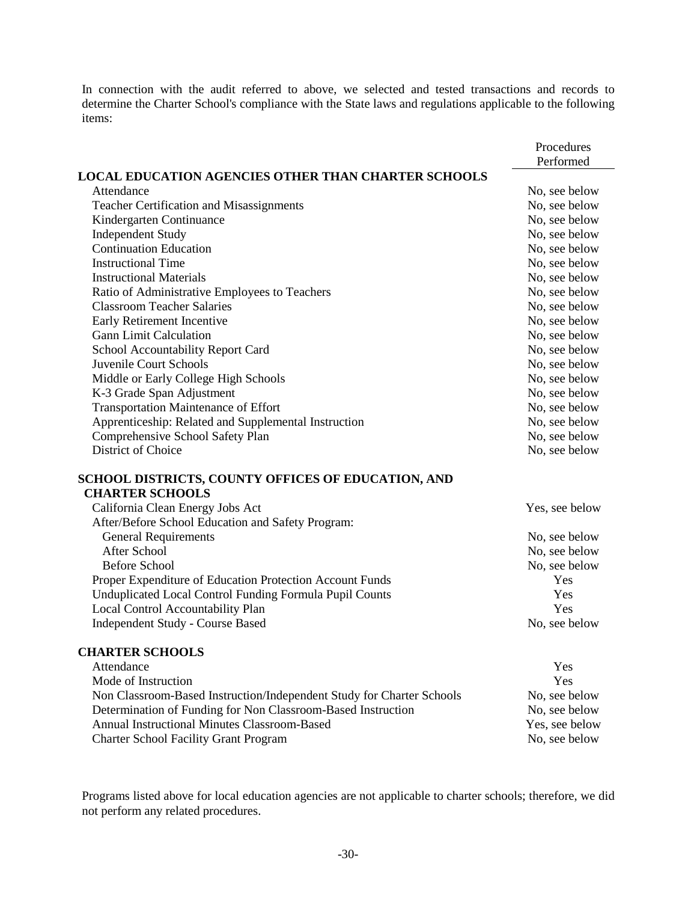In connection with the audit referred to above, we selected and tested transactions and records to determine the Charter School's compliance with the State laws and regulations applicable to the following items:

| | Procedures Performed |
|---|---|
| **LOCAL EDUCATION AGENCIES OTHER THAN CHARTER SCHOOLS** | |
| Attendance | No, see below |
| Teacher Certification and Misassignments | No, see below |
| Kindergarten Continuance | No, see below |
| Independent Study | No, see below |
| Continuation Education | No, see below |
| Instructional Time | No, see below |
| Instructional Materials | No, see below |
| Ratio of Administrative Employees to Teachers | No, see below |
| Classroom Teacher Salaries | No, see below |
| Early Retirement Incentive | No, see below |
| Gann Limit Calculation | No, see below |
| School Accountability Report Card | No, see below |
| Juvenile Court Schools | No, see below |
| Middle or Early College High Schools | No, see below |
| K-3 Grade Span Adjustment | No, see below |
| Transportation Maintenance of Effort | No, see below |
| Apprenticeship: Related and Supplemental Instruction | No, see below |
| Comprehensive School Safety Plan | No, see below |
| District of Choice | No, see below |
| **SCHOOL DISTRICTS, COUNTY OFFICES OF EDUCATION, AND CHARTER SCHOOLS** | |
| California Clean Energy Jobs Act | Yes, see below |
| After/Before School Education and Safety Program: | |
| General Requirements | No, see below |
| After School | No, see below |
| Before School | No, see below |
| Proper Expenditure of Education Protection Account Funds | Yes |
| Unduplicated Local Control Funding Formula Pupil Counts | Yes |
| Local Control Accountability Plan | Yes |
| Independent Study - Course Based | No, see below |
| **CHARTER SCHOOLS** | |
| Attendance | Yes |
| Mode of Instruction | Yes |
| Non Classroom-Based Instruction/Independent Study for Charter Schools | No, see below |
| Determination of Funding for Non Classroom-Based Instruction | No, see below |
| Annual Instructional Minutes Classroom-Based | Yes, see below |
| Charter School Facility Grant Program | No, see below |

Programs listed above for local education agencies are not applicable to charter schools; therefore, we did not perform any related procedures.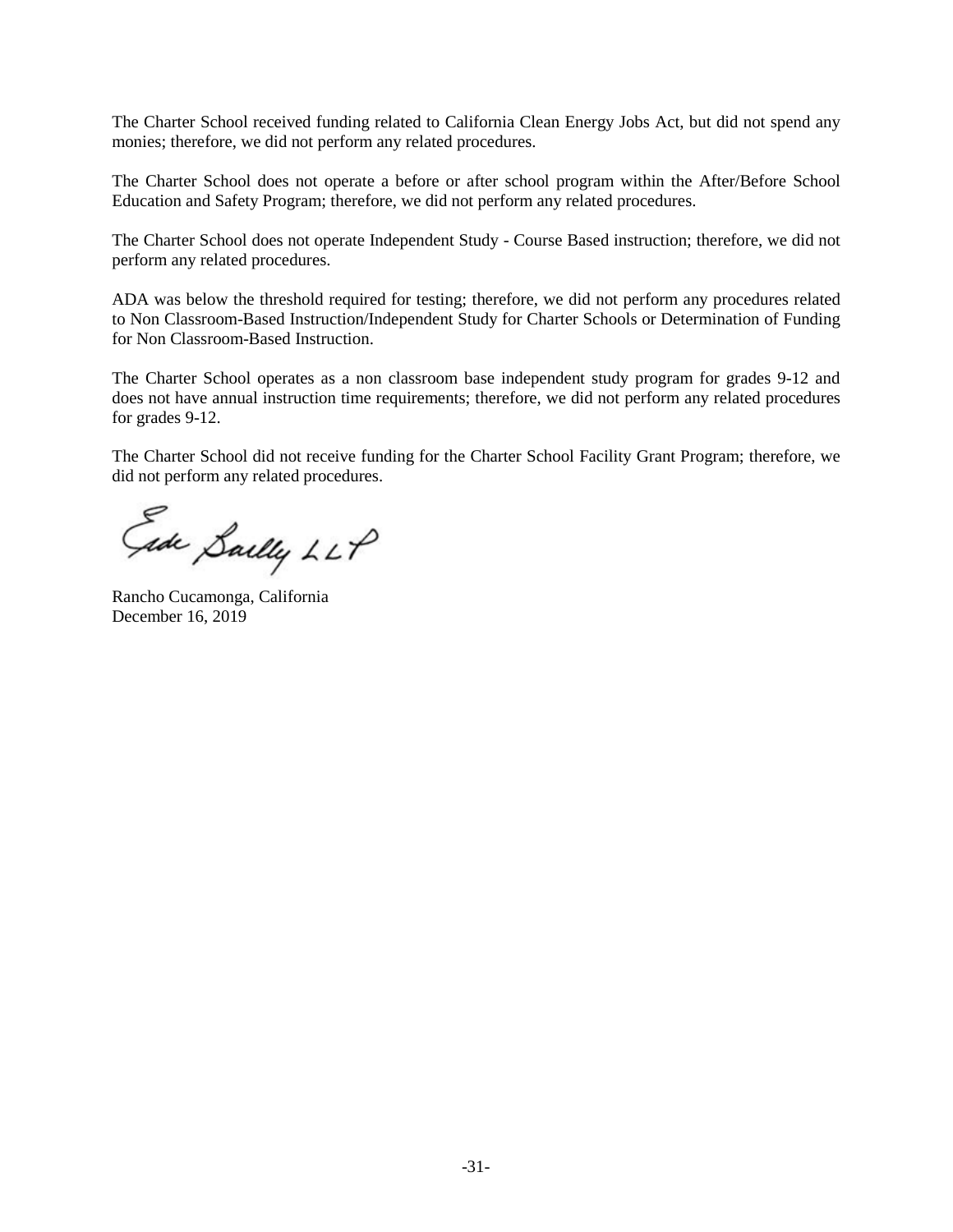The Charter School received funding related to California Clean Energy Jobs Act, but did not spend any monies; therefore, we did not perform any related procedures.

The Charter School does not operate a before or after school program within the After/Before School Education and Safety Program; therefore, we did not perform any related procedures.

The Charter School does not operate Independent Study - Course Based instruction; therefore, we did not perform any related procedures.

ADA was below the threshold required for testing; therefore, we did not perform any procedures related to Non Classroom-Based Instruction/Independent Study for Charter Schools or Determination of Funding for Non Classroom-Based Instruction.

The Charter School operates as a non classroom base independent study program for grades 9-12 and does not have annual instruction time requirements; therefore, we did not perform any related procedures for grades 9-12.

The Charter School did not receive funding for the Charter School Facility Grant Program; therefore, we did not perform any related procedures.

Eide Bailly LLP

Rancho Cucamonga, California
December 16, 2019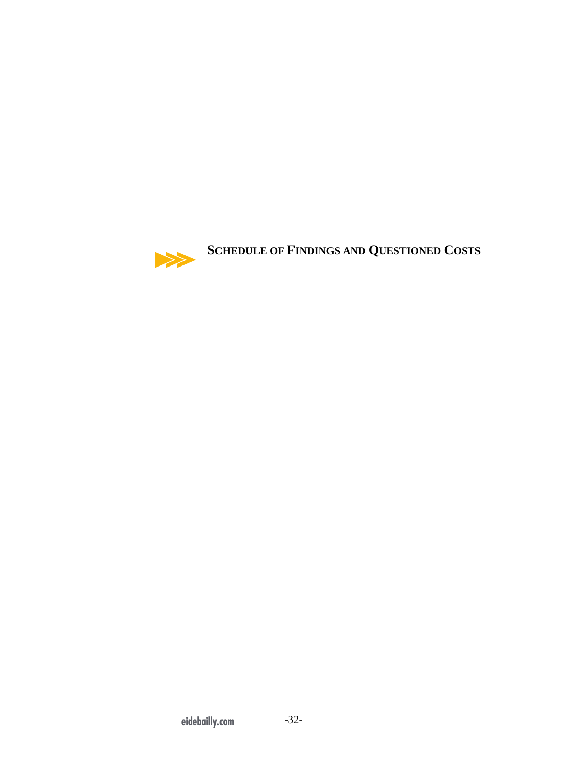# Schedule of Findings and Questioned Costs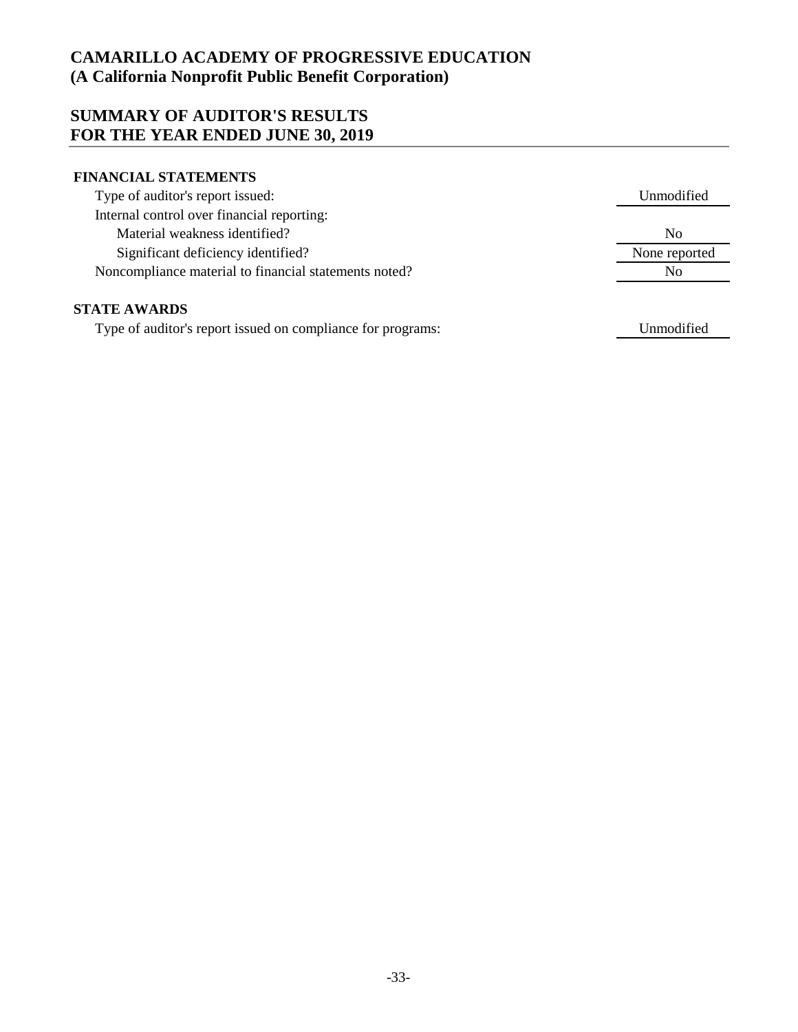# CAMARILLO ACADEMY OF PROGRESSIVE EDUCATION
# (A California Nonprofit Public Benefit Corporation)

## SUMMARY OF AUDITOR'S RESULTS
## FOR THE YEAR ENDED JUNE 30, 2019

**FINANCIAL STATEMENTS**

| | |
|---|---|
| Type of auditor's report issued: | Unmodified |
| Internal control over financial reporting: | |
| Material weakness identified? | No |
| Significant deficiency identified? | None reported |
| Noncompliance material to financial statements noted? | No |

**STATE AWARDS**

| | |
|---|---|
| Type of auditor's report issued on compliance for programs: | Unmodified |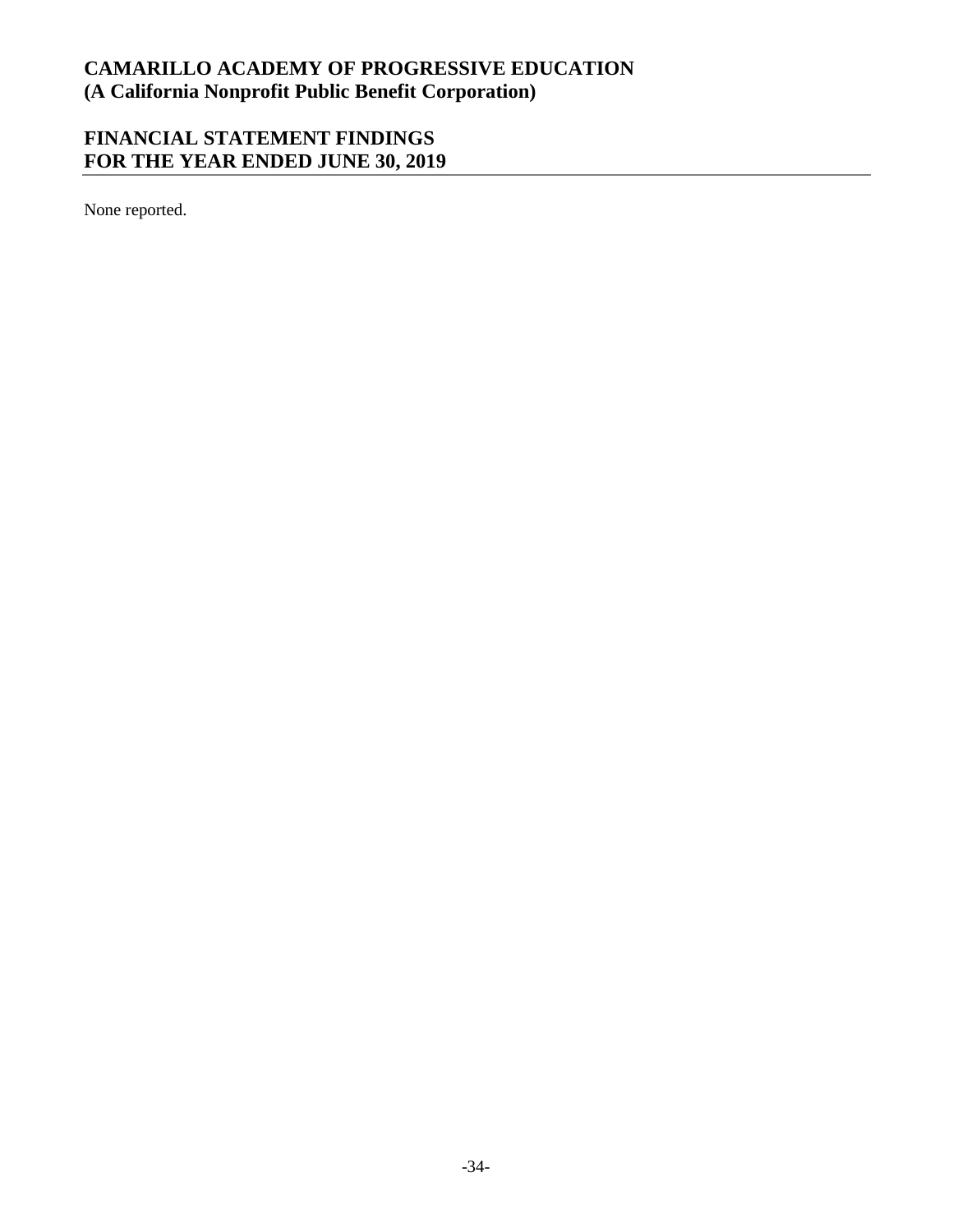# CAMARILLO ACADEMY OF PROGRESSIVE EDUCATION
# (A California Nonprofit Public Benefit Corporation)

## FINANCIAL STATEMENT FINDINGS
## FOR THE YEAR ENDED JUNE 30, 2019

None reported.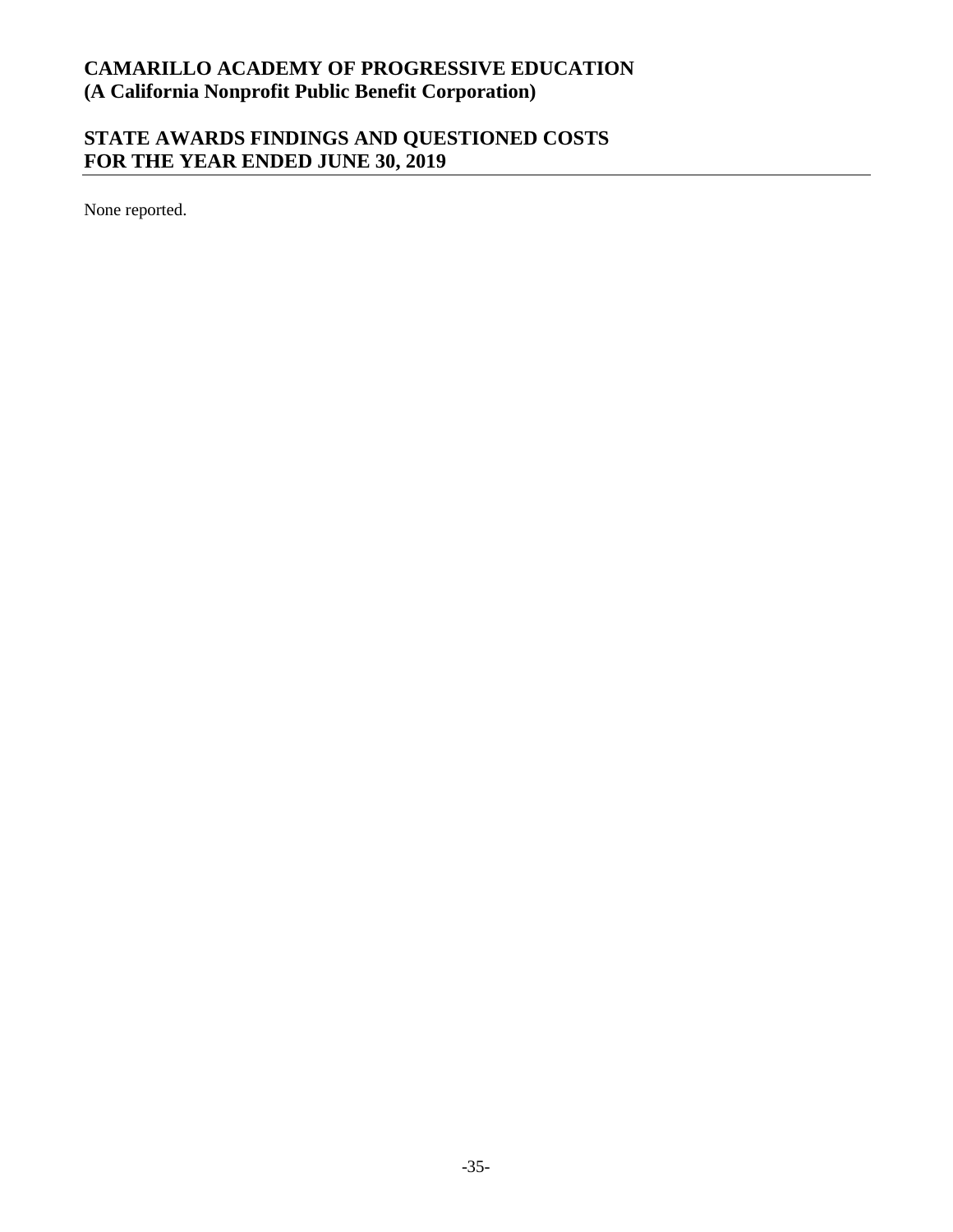# CAMARILLO ACADEMY OF PROGRESSIVE EDUCATION
# (A California Nonprofit Public Benefit Corporation)

## STATE AWARDS FINDINGS AND QUESTIONED COSTS
## FOR THE YEAR ENDED JUNE 30, 2019

None reported.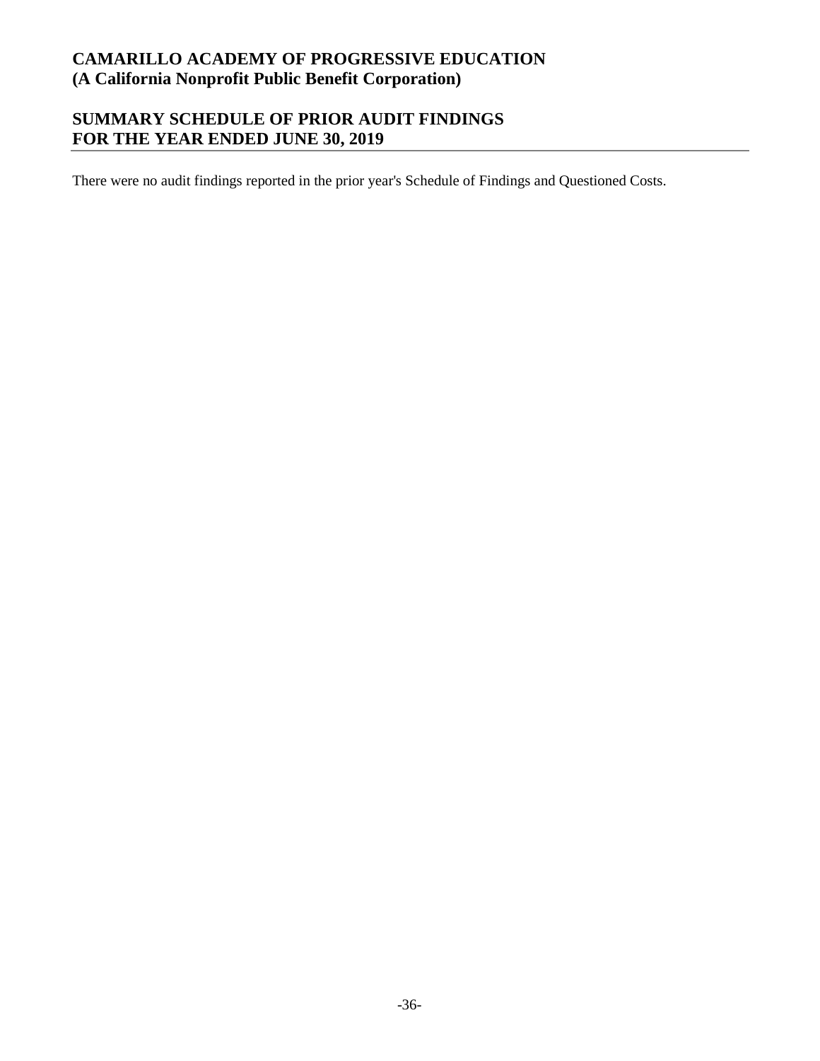# CAMARILLO ACADEMY OF PROGRESSIVE EDUCATION
# (A California Nonprofit Public Benefit Corporation)

## SUMMARY SCHEDULE OF PRIOR AUDIT FINDINGS
## FOR THE YEAR ENDED JUNE 30, 2019

There were no audit findings reported in the prior year's Schedule of Findings and Questioned Costs.